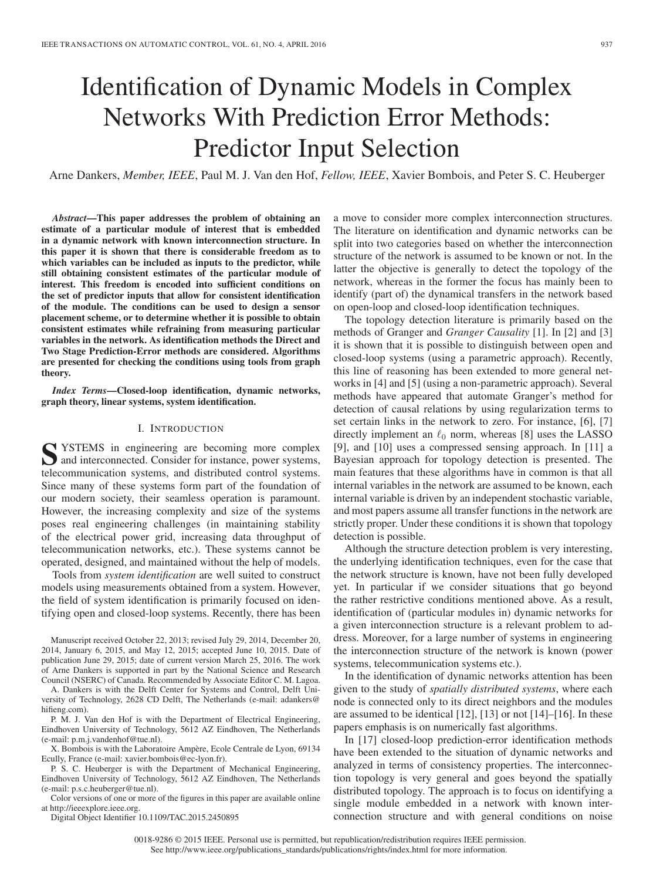# Identification of Dynamic Models in Complex Networks With Prediction Error Methods: Predictor Input Selection

Arne Dankers, *Member, IEEE*, Paul M. J. Van den Hof, *Fellow, IEEE*, Xavier Bombois, and Peter S. C. Heuberger

***Abstract*—This paper addresses the problem of obtaining an estimate of a particular module of interest that is embedded in a dynamic network with known interconnection structure. In this paper it is shown that there is considerable freedom as to which variables can be included as inputs to the predictor, while still obtaining consistent estimates of the particular module of interest. This freedom is encoded into sufficient conditions on the set of predictor inputs that allow for consistent identification of the module. The conditions can be used to design a sensor placement scheme, or to determine whether it is possible to obtain consistent estimates while refraining from measuring particular variables in the network. As identification methods the Direct and Two Stage Prediction-Error methods are considered. Algorithms are presented for checking the conditions using tools from graph theory.**

***Index Terms*—Closed-loop identification, dynamic networks, graph theory, linear systems, system identification.**

## I. Introduction

Systems in engineering are becoming more complex and interconnected. Consider for instance, power systems, telecommunication systems, and distributed control systems. Since many of these systems form part of the foundation of our modern society, their seamless operation is paramount. However, the increasing complexity and size of the systems poses real engineering challenges (in maintaining stability of the electrical power grid, increasing data throughput of telecommunication networks, etc.). These systems cannot be operated, designed, and maintained without the help of models.

Tools from *system identification* are well suited to construct models using measurements obtained from a system. However, the field of system identification is primarily focused on identifying open and closed-loop systems. Recently, there has been a move to consider more complex interconnection structures. The literature on identification and dynamic networks can be split into two categories based on whether the interconnection structure of the network is assumed to be known or not. In the latter the objective is generally to detect the topology of the network, whereas in the former the focus has mainly been to identify (part of) the dynamical transfers in the network based on open-loop and closed-loop identification techniques.

The topology detection literature is primarily based on the methods of Granger and *Granger Causality* [1]. In [2] and [3] it is shown that it is possible to distinguish between open and closed-loop systems (using a parametric approach). Recently, this line of reasoning has been extended to more general networks in [4] and [5] (using a non-parametric approach). Several methods have appeared that automate Granger's method for detection of causal relations by using regularization terms to set certain links in the network to zero. For instance, [6], [7] directly implement an $\ell_0$ norm, whereas [8] uses the LASSO [9], and [10] uses a compressed sensing approach. In [11] a Bayesian approach for topology detection is presented. The main features that these algorithms have in common is that all internal variables in the network are assumed to be known, each internal variable is driven by an independent stochastic variable, and most papers assume all transfer functions in the network are strictly proper. Under these conditions it is shown that topology detection is possible.

Although the structure detection problem is very interesting, the underlying identification techniques, even for the case that the network structure is known, have not been fully developed yet. In particular if we consider situations that go beyond the rather restrictive conditions mentioned above. As a result, identification of (particular modules in) dynamic networks for a given interconnection structure is a relevant problem to address. Moreover, for a large number of systems in engineering the interconnection structure of the network is known (power systems, telecommunication systems etc.).

In the identification of dynamic networks attention has been given to the study of *spatially distributed systems*, where each node is connected only to its direct neighbors and the modules are assumed to be identical [12], [13] or not [14]–[16]. In these papers emphasis is on numerically fast algorithms.

In [17] closed-loop prediction-error identification methods have been extended to the situation of dynamic networks and analyzed in terms of consistency properties. The interconnection topology is very general and goes beyond the spatially distributed topology. The approach is to focus on identifying a single module embedded in a network with known interconnection structure and with general conditions on noise

Manuscript received October 22, 2013; revised July 29, 2014, December 20, 2014, January 6, 2015, and May 12, 2015; accepted June 10, 2015. Date of publication June 29, 2015; date of current version March 25, 2016. The work of Arne Dankers is supported in part by the National Science and Research Council (NSERC) of Canada. Recommended by Associate Editor C. M. Lagoa.

A. Dankers is with the Delft Center for Systems and Control, Delft University of Technology, 2628 CD Delft, The Netherlands (e-mail: adankers@hifieng.com).

P. M. J. Van den Hof is with the Department of Electrical Engineering, Eindhoven University of Technology, 5612 AZ Eindhoven, The Netherlands (e-mail: p.m.j.vandenhof@tue.nl).

X. Bombois is with the Laboratoire Ampère, Ecole Centrale de Lyon, 69134 Ecully, France (e-mail: xavier.bombois@ec-lyon.fr).

P. S. C. Heuberger is with the Department of Mechanical Engineering, Eindhoven University of Technology, 5612 AZ Eindhoven, The Netherlands (e-mail: p.s.c.heuberger@tue.nl).

Color versions of one or more of the figures in this paper are available online at http://ieeexplore.ieee.org.

Digital Object Identifier 10.1109/TAC.2015.2450895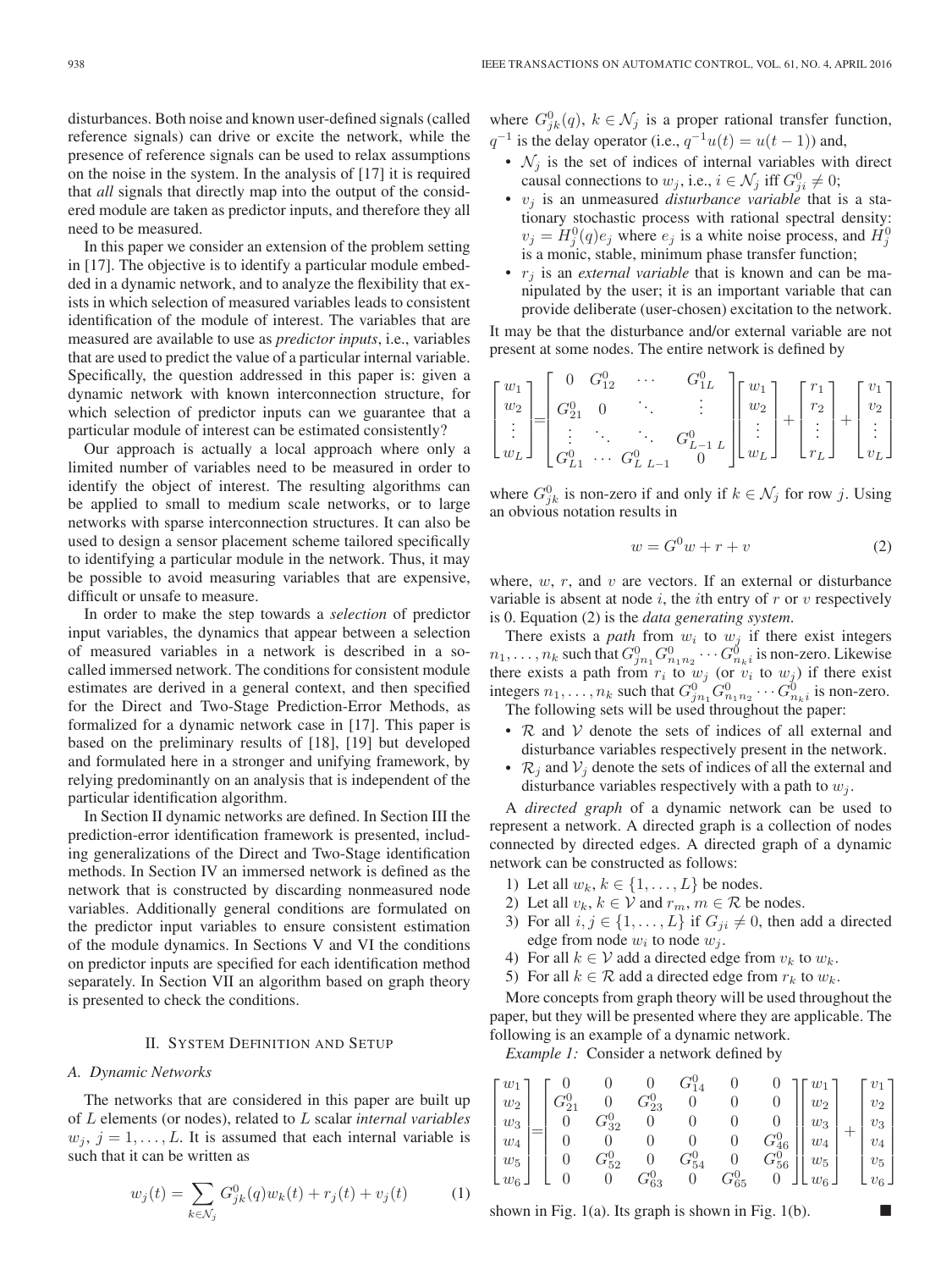disturbances. Both noise and known user-defined signals (called reference signals) can drive or excite the network, while the presence of reference signals can be used to relax assumptions on the noise in the system. In the analysis of [17] it is required that *all* signals that directly map into the output of the considered module are taken as predictor inputs, and therefore they all need to be measured.

In this paper we consider an extension of the problem setting in [17]. The objective is to identify a particular module embedded in a dynamic network, and to analyze the flexibility that exists in which selection of measured variables leads to consistent identification of the module of interest. The variables that are measured are available to use as *predictor inputs*, i.e., variables that are used to predict the value of a particular internal variable. Specifically, the question addressed in this paper is: given a dynamic network with known interconnection structure, for which selection of predictor inputs can we guarantee that a particular module of interest can be estimated consistently?

Our approach is actually a local approach where only a limited number of variables need to be measured in order to identify the object of interest. The resulting algorithms can be applied to small to medium scale networks, or to large networks with sparse interconnection structures. It can also be used to design a sensor placement scheme tailored specifically to identifying a particular module in the network. Thus, it may be possible to avoid measuring variables that are expensive, difficult or unsafe to measure.

In order to make the step towards a *selection* of predictor input variables, the dynamics that appear between a selection of measured variables in a network is described in a so-called immersed network. The conditions for consistent module estimates are derived in a general context, and then specified for the Direct and Two-Stage Prediction-Error Methods, as formalized for a dynamic network case in [17]. This paper is based on the preliminary results of [18], [19] but developed and formulated here in a stronger and unifying framework, by relying predominantly on an analysis that is independent of the particular identification algorithm.

In Section II dynamic networks are defined. In Section III the prediction-error identification framework is presented, including generalizations of the Direct and Two-Stage identification methods. In Section IV an immersed network is defined as the network that is constructed by discarding nonmeasured node variables. Additionally general conditions are formulated on the predictor input variables to ensure consistent estimation of the module dynamics. In Sections V and VI the conditions on predictor inputs are specified for each identification method separately. In Section VII an algorithm based on graph theory is presented to check the conditions.

## II. System Definition and Setup

### A. Dynamic Networks

The networks that are considered in this paper are built up of $L$ elements (or nodes), related to $L$ scalar *internal variables* $w_j$, $j = 1, \ldots, L$. It is assumed that each internal variable is such that it can be written as

$$w_j(t) = \sum_{k \in \mathcal{N}_j} G^0_{jk}(q) w_k(t) + r_j(t) + v_j(t) \tag{1}$$

where $G^0_{jk}(q)$, $k \in \mathcal{N}_j$ is a proper rational transfer function, $q^{-1}$ is the delay operator (i.e., $q^{-1}u(t) = u(t-1)$) and,

- $\mathcal{N}_j$ is the set of indices of internal variables with direct causal connections to $w_j$, i.e., $i \in \mathcal{N}_j$ iff $G^0_{ji} \neq 0$;
- $v_j$ is an unmeasured *disturbance variable* that is a stationary stochastic process with rational spectral density: $v_j = H^0_j(q)e_j$ where $e_j$ is a white noise process, and $H^0_j$ is a monic, stable, minimum phase transfer function;
- $r_j$ is an *external variable* that is known and can be manipulated by the user; it is an important variable that can provide deliberate (user-chosen) excitation to the network.

It may be that the disturbance and/or external variable are not present at some nodes. The entire network is defined by

$$\begin{bmatrix} w_1 \\ w_2 \\ \vdots \\ w_L \end{bmatrix} = \begin{bmatrix} 0 & G^0_{12} & \cdots & G^0_{1L} \\ G^0_{21} & 0 & \ddots & \vdots \\ \vdots & \ddots & \ddots & G^0_{L-1\ L} \\ G^0_{L1} & \cdots & G^0_{L\ L-1} & 0 \end{bmatrix} \begin{bmatrix} w_1 \\ w_2 \\ \vdots \\ w_L \end{bmatrix} + \begin{bmatrix} r_1 \\ r_2 \\ \vdots \\ r_L \end{bmatrix} + \begin{bmatrix} v_1 \\ v_2 \\ \vdots \\ v_L \end{bmatrix}$$

where $G^0_{jk}$ is non-zero if and only if $k \in \mathcal{N}_j$ for row $j$. Using an obvious notation results in

$$w = G^0 w + r + v \tag{2}$$

where, $w$, $r$, and $v$ are vectors. If an external or disturbance variable is absent at node $i$, the $i$th entry of $r$ or $v$ respectively is 0. Equation (2) is the *data generating system*.

There exists a *path* from $w_i$ to $w_j$ if there exist integers $n_1, \ldots, n_k$ such that $G^0_{jn_1} G^0_{n_1 n_2} \cdots G^0_{n_k i}$ is non-zero. Likewise there exists a path from $r_i$ to $w_j$ (or $v_i$ to $w_j$) if there exist integers $n_1, \ldots, n_k$ such that $G^0_{jn_1} G^0_{n_1 n_2} \cdots G^0_{n_k i}$ is non-zero.

The following sets will be used throughout the paper:

- $\mathcal{R}$ and $\mathcal{V}$ denote the sets of indices of all external and disturbance variables respectively present in the network.
- $\mathcal{R}_j$ and $\mathcal{V}_j$ denote the sets of indices of all the external and disturbance variables respectively with a path to $w_j$.

A *directed graph* of a dynamic network can be used to represent a network. A directed graph is a collection of nodes connected by directed edges. A directed graph of a dynamic network can be constructed as follows:

1) Let all $w_k$, $k \in \{1, \ldots, L\}$ be nodes.
2) Let all $v_k$, $k \in \mathcal{V}$ and $r_m$, $m \in \mathcal{R}$ be nodes.
3) For all $i, j \in \{1, \ldots, L\}$ if $G_{ji} \neq 0$, then add a directed edge from node $w_i$ to node $w_j$.
4) For all $k \in \mathcal{V}$ add a directed edge from $v_k$ to $w_k$.
5) For all $k \in \mathcal{R}$ add a directed edge from $r_k$ to $w_k$.

More concepts from graph theory will be used throughout the paper, but they will be presented where they are applicable. The following is an example of a dynamic network.

*Example 1:* Consider a network defined by

$$\begin{bmatrix} w_1 \\ w_2 \\ w_3 \\ w_4 \\ w_5 \\ w_6 \end{bmatrix} = \begin{bmatrix} 0 & 0 & 0 & G^0_{14} & 0 & 0 \\ G^0_{21} & 0 & G^0_{23} & 0 & 0 & 0 \\ 0 & G^0_{32} & 0 & 0 & 0 & 0 \\ 0 & 0 & 0 & 0 & 0 & G^0_{46} \\ 0 & G^0_{52} & 0 & G^0_{54} & 0 & G^0_{56} \\ 0 & 0 & G^0_{63} & 0 & G^0_{65} & 0 \end{bmatrix} \begin{bmatrix} w_1 \\ w_2 \\ w_3 \\ w_4 \\ w_5 \\ w_6 \end{bmatrix} + \begin{bmatrix} v_1 \\ v_2 \\ v_3 \\ v_4 \\ v_5 \\ v_6 \end{bmatrix}$$

shown in Fig. 1(a). Its graph is shown in Fig. 1(b). ■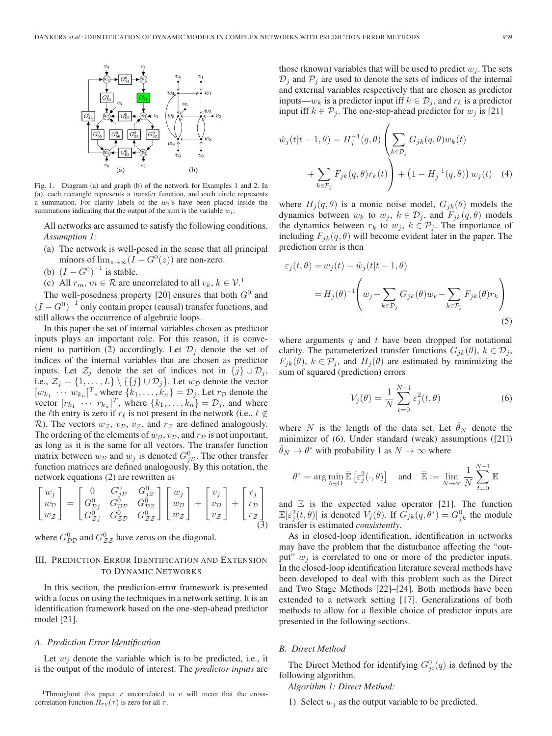Fig. 1. Diagram (a) and graph (b) of the network for Examples 1 and 2. In (a), each rectangle represents a transfer function, and each circle represents a summation. For clarity labels of the $w_i$'s have been placed inside the summations indicating that the output of the sum is the variable $w_i$.

All networks are assumed to satisfy the following conditions.

*Assumption 1:*

(a) The network is well-posed in the sense that all principal minors of $\lim_{z\to\infty}(I - G^0(z))$ are non-zero.

(b) $(I - G^0)^{-1}$ is stable.

(c) All $r_m, m \in \mathcal{R}$ are uncorrelated to all $v_k, k \in \mathcal{V}$.[1]

The well-posedness property [20] ensures that both $G^0$ and $(I - G^0)^{-1}$ only contain proper (causal) transfer functions, and still allows the occurrence of algebraic loops.

In this paper the set of internal variables chosen as predictor inputs plays an important role. For this reason, it is convenient to partition (2) accordingly. Let $\mathcal{D}_j$ denote the set of indices of the internal variables that are chosen as predictor inputs. Let $\mathcal{Z}_j$ denote the set of indices not in $\{j\} \cup \mathcal{D}_j$, i.e., $\mathcal{Z}_j = \{1, \ldots, L\} \setminus \{\{j\} \cup \mathcal{D}_j\}$. Let $w_\mathcal{D}$ denote the vector $[w_{k_1} \; \cdots \; w_{k_n}]^T$, where $\{k_1, \ldots, k_n\} = \mathcal{D}_j$. Let $r_\mathcal{D}$ denote the vector $[r_{k_1} \; \cdots \; r_{k_n}]^T$, where $\{k_1, \ldots, k_n\} = \mathcal{D}_j$, and where the $\ell$th entry is zero if $r_\ell$ is not present in the network (i.e., $\ell \notin \mathcal{R}$). The vectors $w_\mathcal{Z}$, $v_\mathcal{D}$, $v_\mathcal{Z}$, and $r_\mathcal{Z}$ are defined analogously. The ordering of the elements of $w_\mathcal{D}$, $v_\mathcal{D}$, and $r_\mathcal{D}$ is not important, as long as it is the same for all vectors. The transfer function matrix between $w_\mathcal{D}$ and $w_j$ is denoted $G^0_{j\mathcal{D}}$. The other transfer function matrices are defined analogously. By this notation, the network equations (2) are rewritten as

$$
\begin{bmatrix} w_j \\ w_\mathcal{D} \\ w_\mathcal{Z} \end{bmatrix} = \begin{bmatrix} 0 & G^0_{j\mathcal{D}} & G^0_{j\mathcal{Z}} \\ G^0_{\mathcal{D}j} & G^0_{\mathcal{D}\mathcal{D}} & G^0_{\mathcal{D}\mathcal{Z}} \\ G^0_{\mathcal{Z}j} & G^0_{\mathcal{Z}\mathcal{D}} & G^0_{\mathcal{Z}\mathcal{Z}} \end{bmatrix} \begin{bmatrix} w_j \\ w_\mathcal{D} \\ w_\mathcal{Z} \end{bmatrix} + \begin{bmatrix} v_j \\ v_\mathcal{D} \\ v_\mathcal{Z} \end{bmatrix} + \begin{bmatrix} r_j \\ r_\mathcal{D} \\ r_\mathcal{Z} \end{bmatrix} \tag{3}
$$

where $G^0_{\mathcal{D}\mathcal{D}}$ and $G^0_{\mathcal{Z}\mathcal{Z}}$ have zeros on the diagonal.

## III. Prediction Error Identification and Extension to Dynamic Networks

In this section, the prediction-error framework is presented with a focus on using the techniques in a network setting. It is an identification framework based on the one-step-ahead predictor model [21].

### A. Prediction Error Identification

Let $w_j$ denote the variable which is to be predicted, i.e., it is the output of the module of interest. The *predictor inputs* are those (known) variables that will be used to predict $w_j$. The sets $\mathcal{D}_j$ and $\mathcal{P}_j$ are used to denote the sets of indices of the internal and external variables respectively that are chosen as predictor inputs—$w_k$ is a predictor input iff $k \in \mathcal{D}_j$, and $r_k$ is a predictor input iff $k \in \mathcal{P}_j$. The one-step-ahead predictor for $w_j$ is [21]

$$
\hat{w}_j(t|t-1, \theta) = H_j^{-1}(q, \theta) \left( \sum_{k \in \mathcal{D}_j} G_{jk}(q, \theta) w_k(t) + \sum_{k \in \mathcal{P}_j} F_{jk}(q, \theta) r_k(t) \right) + \left(1 - H_j^{-1}(q, \theta)\right) w_j(t) \tag{4}
$$

where $H_j(q, \theta)$ is a monic noise model, $G_{jk}(\theta)$ models the dynamics between $w_k$ to $w_j$, $k \in \mathcal{D}_j$, and $F_{jk}(q, \theta)$ models the dynamics between $r_k$ to $w_j$, $k \in \mathcal{P}_j$. The importance of including $F_{jk}(q, \theta)$ will become evident later in the paper. The prediction error is then

$$
\begin{aligned}
\varepsilon_j(t, \theta) &= w_j(t) - \hat{w}_j(t|t-1, \theta) \\
&= H_j(\theta)^{-1} \left( w_j - \sum_{k \in \mathcal{D}_j} G_{jk}(\theta) w_k - \sum_{k \in \mathcal{P}_j} F_{jk}(\theta) r_k \right)
\end{aligned} \tag{5}
$$

where arguments $q$ and $t$ have been dropped for notational clarity. The parameterized transfer functions $G_{jk}(\theta)$, $k \in \mathcal{D}_j$, $F_{jk}(\theta)$, $k \in \mathcal{P}_j$, and $H_j(\theta)$ are estimated by minimizing the sum of squared (prediction) errors

$$
V_j(\theta) = \frac{1}{N} \sum_{t=0}^{N-1} \varepsilon_j^2(t, \theta) \tag{6}
$$

where $N$ is the length of the data set. Let $\hat{\theta}_N$ denote the minimizer of (6). Under standard (weak) assumptions ([21]) $\hat{\theta}_N \to \theta^*$ with probability 1 as $N \to \infty$ where

$$
\theta^* = \arg\min_{\theta \in \Theta} \bar{\mathbb{E}}\left[\varepsilon_j^2(\cdot, \theta)\right] \quad \text{and} \quad \bar{\mathbb{E}} := \lim_{N \to \infty} \frac{1}{N} \sum_{t=0}^{N-1} \mathbb{E}
$$

and $\mathbb{E}$ is the expected value operator [21]. The function $\bar{\mathbb{E}}[\varepsilon_j^2(t, \theta)]$ is denoted $\bar{V}_j(\theta)$. If $G_{jk}(q, \theta^*) = G^0_{jk}$ the module transfer is estimated *consistently*.

As in closed-loop identification, identification in networks may have the problem that the disturbance affecting the "output" $w_j$ is correlated to one or more of the predictor inputs. In the closed-loop identification literature several methods have been developed to deal with this problem such as the Direct and Two Stage Methods [22]–[24]. Both methods have been extended to a network setting [17]. Generalizations of both methods to allow for a flexible choice of predictor inputs are presented in the following sections.

### B. Direct Method

The Direct Method for identifying $G^0_{ji}(q)$ is defined by the following algorithm.

*Algorithm 1: Direct Method:*

1) Select $w_j$ as the output variable to be predicted.

[1] Throughout this paper $r$ uncorrelated to $v$ will mean that the cross-correlation function $R_{rv}(\tau)$ is zero for all $\tau$.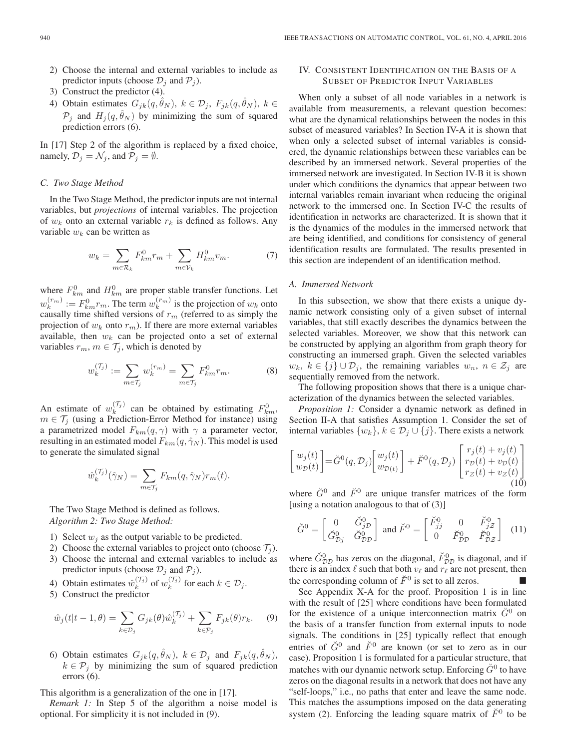2) Choose the internal and external variables to include as predictor inputs (choose $\mathcal{D}_j$ and $\mathcal{P}_j$).
3) Construct the predictor (4).
4) Obtain estimates $G_{jk}(q,\hat{\theta}_N)$, $k \in \mathcal{D}_j$, $F_{jk}(q,\hat{\theta}_N)$, $k \in \mathcal{P}_j$ and $H_j(q,\hat{\theta}_N)$ by minimizing the sum of squared prediction errors (6).

In [17] Step 2 of the algorithm is replaced by a fixed choice, namely, $\mathcal{D}_j = \mathcal{N}_j$, and $\mathcal{P}_j = \emptyset$.

### C. Two Stage Method

In the Two Stage Method, the predictor inputs are not internal variables, but *projections* of internal variables. The projection of $w_k$ onto an external variable $r_k$ is defined as follows. Any variable $w_k$ can be written as

$$w_k = \sum_{m \in \mathcal{R}_k} F^0_{km} r_m + \sum_{m \in \mathcal{V}_k} H^0_{km} v_m. \tag{7}$$

where $F^0_{km}$ and $H^0_{km}$ are proper stable transfer functions. Let $w_k^{(r_m)} := F^0_{km} r_m$. The term $w_k^{(r_m)}$ is the projection of $w_k$ onto causally time shifted versions of $r_m$ (referred to as simply the projection of $w_k$ onto $r_m$). If there are more external variables available, then $w_k$ can be projected onto a set of external variables $r_m$, $m \in \mathcal{T}_j$, which is denoted by

$$w_k^{(\mathcal{T}_j)} := \sum_{m \in \mathcal{T}_j} w_k^{(r_m)} = \sum_{m \in \mathcal{T}_j} F^0_{km} r_m. \tag{8}$$

An estimate of $w_k^{(\mathcal{T}_j)}$ can be obtained by estimating $F^0_{km}$, $m \in \mathcal{T}_j$ (using a Prediction-Error Method for instance) using a parametrized model $F_{km}(q,\gamma)$ with $\gamma$ a parameter vector, resulting in an estimated model $F_{km}(q,\hat{\gamma}_N)$. This model is used to generate the simulated signal

$$\hat{w}_k^{(\mathcal{T}_j)}(\hat{\gamma}_N) = \sum_{m \in \mathcal{T}_j} F_{km}(q,\hat{\gamma}_N) r_m(t).$$

The Two Stage Method is defined as follows.

*Algorithm 2: Two Stage Method:*

1) Select $w_j$ as the output variable to be predicted.
2) Choose the external variables to project onto (choose $\mathcal{T}_j$).
3) Choose the internal and external variables to include as predictor inputs (choose $\mathcal{D}_j$ and $\mathcal{P}_j$).
4) Obtain estimates $\hat{w}_k^{(\mathcal{T}_j)}$ of $w_k^{(\mathcal{T}_j)}$ for each $k \in \mathcal{D}_j$.
5) Construct the predictor

$$\hat{w}_j(t|t-1,\theta) = \sum_{k \in \mathcal{D}_j} G_{jk}(\theta) \hat{w}_k^{(\mathcal{T}_j)} + \sum_{k \in \mathcal{P}_j} F_{jk}(\theta) r_k. \tag{9}$$

6) Obtain estimates $G_{jk}(q,\hat{\theta}_N)$, $k \in \mathcal{D}_j$ and $F_{jk}(q,\hat{\theta}_N)$, $k \in \mathcal{P}_j$ by minimizing the sum of squared prediction errors (6).

This algorithm is a generalization of the one in [17].

*Remark 1:* In Step 5 of the algorithm a noise model is optional. For simplicity it is not included in (9).

## IV. Consistent Identification on the Basis of a Subset of Predictor Input Variables

When only a subset of all node variables in a network is available from measurements, a relevant question becomes: what are the dynamical relationships between the nodes in this subset of measured variables? In Section IV-A it is shown that when only a selected subset of internal variables is considered, the dynamic relationships between these variables can be described by an immersed network. Several properties of the immersed network are investigated. In Section IV-B it is shown under which conditions the dynamics that appear between two internal variables remain invariant when reducing the original network to the immersed one. In Section IV-C the results of identification in networks are characterized. It is shown that it is the dynamics of the modules in the immersed network that are being identified, and conditions for consistency of general identification results are formulated. The results presented in this section are independent of an identification method.

### A. Immersed Network

In this subsection, we show that there exists a unique dynamic network consisting only of a given subset of internal variables, that still exactly describes the dynamics between the selected variables. Moreover, we show that this network can be constructed by applying an algorithm from graph theory for constructing an immersed graph. Given the selected variables $w_k$, $k \in \{j\} \cup \mathcal{D}_j$, the remaining variables $w_n$, $n \in \mathcal{Z}_j$ are sequentially removed from the network.

The following proposition shows that there is a unique characterization of the dynamics between the selected variables.

*Proposition 1:* Consider a dynamic network as defined in Section II-A that satisfies Assumption 1. Consider the set of internal variables $\{w_k\}$, $k \in \mathcal{D}_j \cup \{j\}$. There exists a network

$$\begin{bmatrix} w_j(t) \\ w_{\mathcal{D}}(t) \end{bmatrix} = \breve{G}^0(q,\mathcal{D}_j) \begin{bmatrix} w_j(t) \\ w_{\mathcal{D}(t)} \end{bmatrix} + \breve{F}^0(q,\mathcal{D}_j) \begin{bmatrix} r_j(t) + v_j(t) \\ r_{\mathcal{D}}(t) + v_{\mathcal{D}}(t) \\ r_{\mathcal{Z}}(t) + v_{\mathcal{Z}}(t) \end{bmatrix} \tag{10}$$

where $\breve{G}^0$ and $\breve{F}^0$ are unique transfer matrices of the form [using a notation analogous to that of (3)]

$$\breve{G}^0 = \begin{bmatrix} 0 & \breve{G}^0_{j\mathcal{D}} \\ \breve{G}^0_{\mathcal{D}j} & \breve{G}^0_{\mathcal{D}\mathcal{D}} \end{bmatrix} \text{ and } \breve{F}^0 = \begin{bmatrix} \breve{F}^0_{jj} & 0 & \breve{F}^0_{j\mathcal{Z}} \\ 0 & \breve{F}^0_{\mathcal{D}\mathcal{D}} & \breve{F}^0_{\mathcal{D}\mathcal{Z}} \end{bmatrix} \tag{11}$$

where $\breve{G}^0_{\mathcal{D}\mathcal{D}}$ has zeros on the diagonal, $\breve{F}^0_{\mathcal{D}\mathcal{D}}$ is diagonal, and if there is an index $\ell$ such that both $v_\ell$ and $r_\ell$ are not present, then the corresponding column of $\breve{F}^0$ is set to all zeros. ■

See Appendix X-A for the proof. Proposition 1 is in line with the result of [25] where conditions have been formulated for the existence of a unique interconnection matrix $\breve{G}^0$ on the basis of a transfer function from external inputs to node signals. The conditions in [25] typically reflect that enough entries of $\breve{G}^0$ and $\breve{F}^0$ are known (or set to zero as in our case). Proposition 1 is formulated for a particular structure, that matches with our dynamic network setup. Enforcing $\breve{G}^0$ to have zeros on the diagonal results in a network that does not have any "self-loops," i.e., no paths that enter and leave the same node. This matches the assumptions imposed on the data generating system (2). Enforcing the leading square matrix of $\breve{F}^0$ to be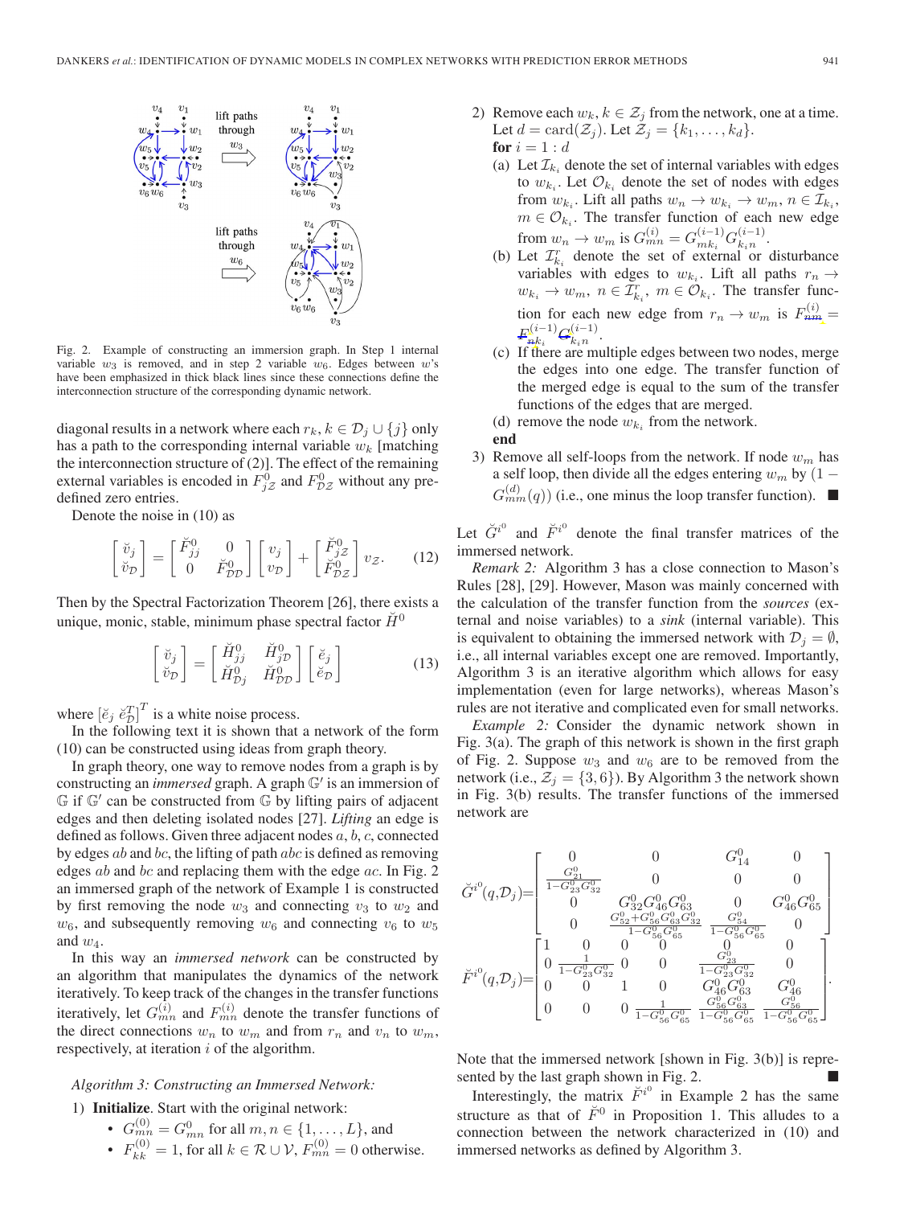Fig. 2. Example of constructing an immersion graph. In Step 1 internal variable $w_3$ is removed, and in step 2 variable $w_6$. Edges between $w$'s have been emphasized in thick black lines since these connections define the interconnection structure of the corresponding dynamic network.

diagonal results in a network where each $r_k, k \in \mathcal{D}_j \cup \{j\}$ only has a path to the corresponding internal variable $w_k$ [matching the interconnection structure of (2)]. The effect of the remaining external variables is encoded in $F^0_{j\mathcal{Z}}$ and $F^0_{\mathcal{D}\mathcal{Z}}$ without any predefined zero entries.

Denote the noise in (10) as

$$\begin{bmatrix} \breve{v}_j \\ \breve{v}_{\mathcal{D}} \end{bmatrix} = \begin{bmatrix} \breve{F}^0_{jj} & 0 \\ 0 & \breve{F}^0_{\mathcal{D}\mathcal{D}} \end{bmatrix} \begin{bmatrix} v_j \\ v_{\mathcal{D}} \end{bmatrix} + \begin{bmatrix} \breve{F}^0_{j\mathcal{Z}} \\ \breve{F}^0_{\mathcal{D}\mathcal{Z}} \end{bmatrix} v_{\mathcal{Z}}. \tag{12}$$

Then by the Spectral Factorization Theorem [26], there exists a unique, monic, stable, minimum phase spectral factor $\breve{H}^0$

$$\begin{bmatrix} \breve{v}_j \\ \breve{v}_{\mathcal{D}} \end{bmatrix} = \begin{bmatrix} \breve{H}^0_{jj} & \breve{H}^0_{j\mathcal{D}} \\ \breve{H}^0_{\mathcal{D}j} & \breve{H}^0_{\mathcal{D}\mathcal{D}} \end{bmatrix} \begin{bmatrix} \breve{e}_j \\ \breve{e}_{\mathcal{D}} \end{bmatrix} \tag{13}$$

where $[\breve{e}_j \ \breve{e}_{\mathcal{D}}^T]^T$ is a white noise process.

In the following text it is shown that a network of the form (10) can be constructed using ideas from graph theory.

In graph theory, one way to remove nodes from a graph is by constructing an *immersed* graph. A graph $\mathbb{G}'$ is an immersion of $\mathbb{G}$ if $\mathbb{G}'$ can be constructed from $\mathbb{G}$ by lifting pairs of adjacent edges and then deleting isolated nodes [27]. *Lifting* an edge is defined as follows. Given three adjacent nodes $a$, $b$, $c$, connected by edges $ab$ and $bc$, the lifting of path $abc$ is defined as removing edges $ab$ and $bc$ and replacing them with the edge $ac$. In Fig. 2 an immersed graph of the network of Example 1 is constructed by first removing the node $w_3$ and connecting $v_3$ to $w_2$ and $w_6$, and then subsequently removing $w_6$ and connecting $v_6$ to $w_5$ and $w_4$.

In this way an *immersed network* can be constructed by an algorithm that manipulates the dynamics of the network iteratively. To keep track of the changes in the transfer functions iteratively, let $G^{(i)}_{mn}$ and $F^{(i)}_{mn}$ denote the transfer functions of the direct connections $w_n$ to $w_m$ and from $r_n$ and $v_n$ to $w_m$, respectively, at iteration $i$ of the algorithm.

*Algorithm 3: Constructing an Immersed Network:*

1) **Initialize**. Start with the original network:
   - $G^{(0)}_{mn} = G^0_{mn}$ for all $m, n \in \{1, \ldots, L\}$, and
   - $F^{(0)}_{kk} = 1$, for all $k \in \mathcal{R} \cup \mathcal{V}$, $F^{(0)}_{mn} = 0$ otherwise.

2) Remove each $w_k, k \in \mathcal{Z}_j$ from the network, one at a time. Let $d = \text{card}(\mathcal{Z}_j)$. Let $\mathcal{Z}_j = \{k_1, \ldots, k_d\}$.
   **for** $i = 1 : d$
   (a) Let $\mathcal{I}_{k_i}$ denote the set of internal variables with edges to $w_{k_i}$. Let $\mathcal{O}_{k_i}$ denote the set of nodes with edges from $w_{k_i}$. Lift all paths $w_n \to w_{k_i} \to w_m$, $n \in \mathcal{I}_{k_i}$, $m \in \mathcal{O}_{k_i}$. The transfer function of each new edge from $w_n \to w_m$ is $G^{(i)}_{mn} = G^{(i-1)}_{mk_i} G^{(i-1)}_{k_i n}$.
   (b) Let $\mathcal{I}^r_{k_i}$ denote the set of external or disturbance variables with edges to $w_{k_i}$. Lift all paths $r_n \to w_{k_i} \to w_m$, $n \in \mathcal{I}^r_{k_i}$, $m \in \mathcal{O}_{k_i}$. The transfer function for each new edge from $r_n \to w_m$ is $F^{(i)}_{mn} = F^{(i-1)}_{mk_i} G^{(i-1)}_{k_i n}$.
   (c) If there are multiple edges between two nodes, merge the edges into one edge. The transfer function of the merged edge is equal to the sum of the transfer functions of the edges that are merged.
   (d) remove the node $w_{k_i}$ from the network.
   **end**

3) Remove all self-loops from the network. If node $w_m$ has a self loop, then divide all the edges entering $w_m$ by $(1 - G^{(d)}_{mm}(q))$ (i.e., one minus the loop transfer function). ■

Let $\breve{G}^{i^0}$ and $\breve{F}^{i^0}$ denote the final transfer matrices of the immersed network.

*Remark 2:* Algorithm 3 has a close connection to Mason's Rules [28], [29]. However, Mason was mainly concerned with the calculation of the transfer function from the *sources* (external and noise variables) to a *sink* (internal variable). This is equivalent to obtaining the immersed network with $\mathcal{D}_j = \emptyset$, i.e., all internal variables except one are removed. Importantly, Algorithm 3 is an iterative algorithm which allows for easy implementation (even for large networks), whereas Mason's rules are not iterative and complicated even for small networks.

*Example 2:* Consider the dynamic network shown in Fig. 3(a). The graph of this network is shown in the first graph of Fig. 2. Suppose $w_3$ and $w_6$ are to be removed from the network (i.e., $\mathcal{Z}_j = \{3, 6\}$). By Algorithm 3 the network shown in Fig. 3(b) results. The transfer functions of the immersed network are

$$\breve{G}^{i^0}(q, \mathcal{D}_j) = \begin{bmatrix} 0 & 0 & G^0_{14} & 0 \\ \frac{G^0_{21}}{1 - G^0_{23}G^0_{32}} & 0 & 0 & 0 \\ 0 & G^0_{32}G^0_{46}G^0_{63} & 0 & G^0_{46}G^0_{65} \\ 0 & \frac{G^0_{52} + G^0_{56}G^0_{63}G^0_{32}}{1 - G^0_{56}G^0_{65}} & \frac{G^0_{54}}{1 - G^0_{56}G^0_{65}} & 0 \end{bmatrix}$$

$$\breve{F}^{i^0}(q, \mathcal{D}_j) = \begin{bmatrix} 1 & 0 & 0 & 0 & 0 & 0 \\ 0 & \frac{1}{1 - G^0_{23}G^0_{32}} & 0 & 0 & \frac{G^0_{23}}{1 - G^0_{23}G^0_{32}} & 0 \\ 0 & 0 & 1 & 0 & G^0_{46}G^0_{63} & G^0_{46} \\ 0 & 0 & 0 & \frac{1}{1 - G^0_{56}G^0_{65}} & \frac{G^0_{56}G^0_{63}}{1 - G^0_{56}G^0_{65}} & \frac{G^0_{56}}{1 - G^0_{56}G^0_{65}} \end{bmatrix}.$$

Note that the immersed network [shown in Fig. 3(b)] is represented by the last graph shown in Fig. 2. ■

Interestingly, the matrix $\breve{F}^{i^0}$ in Example 2 has the same structure as that of $\breve{F}^0$ in Proposition 1. This alludes to a connection between the network characterized in (10) and immersed networks as defined by Algorithm 3.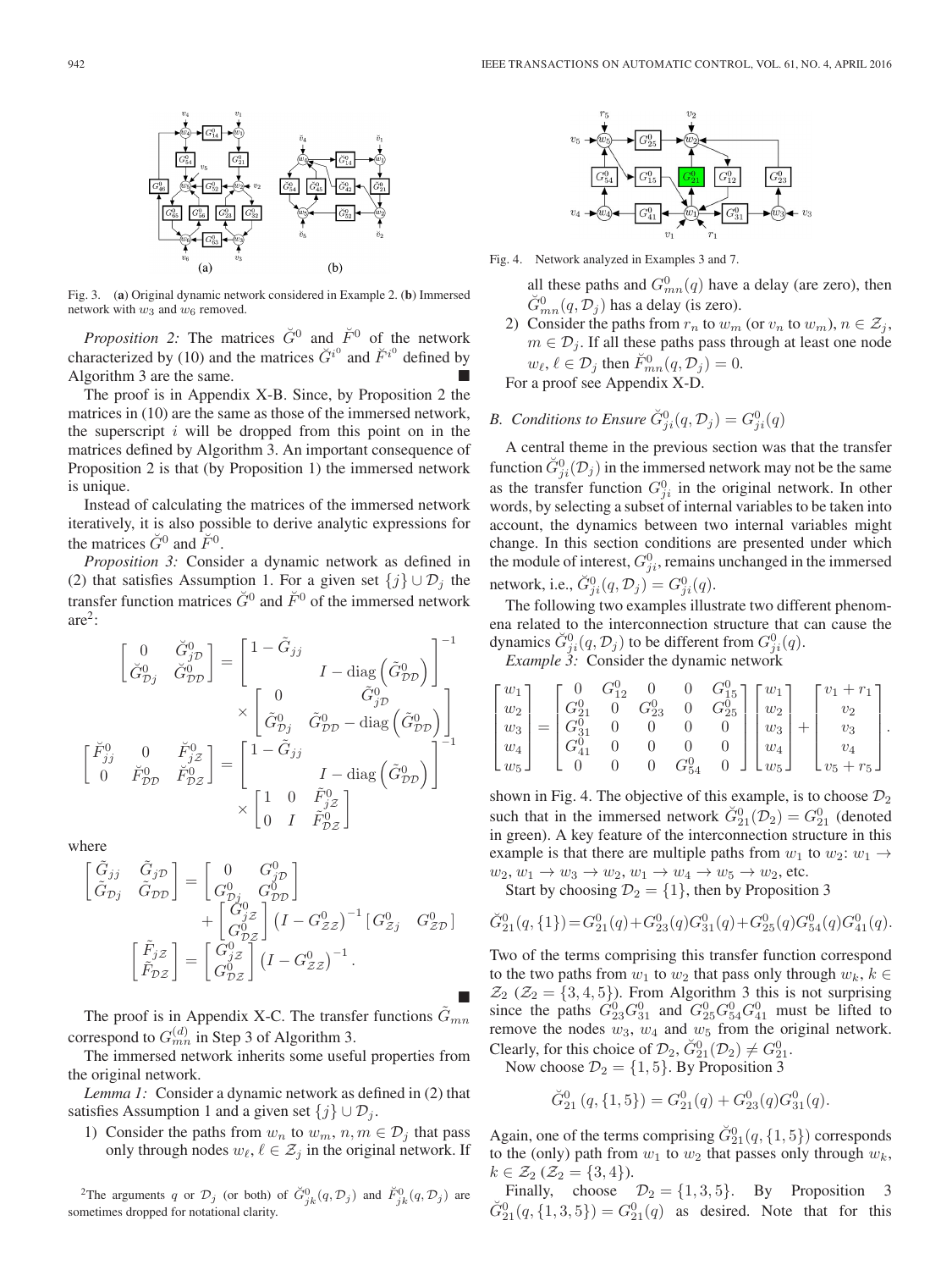Fig. 3. (**a**) Original dynamic network considered in Example 2. (**b**) Immersed network with $w_3$ and $w_6$ removed.

*Proposition 2:* The matrices $\breve{G}^0$ and $\breve{F}^0$ of the network characterized by (10) and the matrices $\breve{G}^{i^0}$ and $\breve{F}^{i^0}$ defined by Algorithm 3 are the same. ■

The proof is in Appendix X-B. Since, by Proposition 2 the matrices in (10) are the same as those of the immersed network, the superscript $i$ will be dropped from this point on in the matrices defined by Algorithm 3. An important consequence of Proposition 2 is that (by Proposition 1) the immersed network is unique.

Instead of calculating the matrices of the immersed network iteratively, it is also possible to derive analytic expressions for the matrices $\breve{G}^0$ and $\breve{F}^0$.

*Proposition 3:* Consider a dynamic network as defined in (2) that satisfies Assumption 1. For a given set $\{j\} \cup \mathcal{D}_j$ the transfer function matrices $\breve{G}^0$ and $\breve{F}^0$ of the immersed network are[2]:

$$\begin{bmatrix} 0 & \breve{G}^0_{j\mathcal{D}} \\ \breve{G}^0_{\mathcal{D}j} & \breve{G}^0_{\mathcal{D}\mathcal{D}} \end{bmatrix} = \begin{bmatrix} 1-\tilde{G}_{jj} & \\ & I - \operatorname{diag}\left(\tilde{G}^0_{\mathcal{D}\mathcal{D}}\right) \end{bmatrix}^{-1} \times \begin{bmatrix} 0 & \tilde{G}^0_{j\mathcal{D}} \\ \tilde{G}^0_{\mathcal{D}j} & \tilde{G}^0_{\mathcal{D}\mathcal{D}} - \operatorname{diag}\left(\tilde{G}^0_{\mathcal{D}\mathcal{D}}\right) \end{bmatrix}$$

$$\begin{bmatrix} \breve{F}^0_{jj} & 0 & \breve{F}^0_{j\mathcal{Z}} \\ 0 & \breve{F}^0_{\mathcal{D}\mathcal{D}} & \breve{F}^0_{\mathcal{D}\mathcal{Z}} \end{bmatrix} = \begin{bmatrix} 1-\tilde{G}_{jj} & \\ & I - \operatorname{diag}\left(\tilde{G}^0_{\mathcal{D}\mathcal{D}}\right) \end{bmatrix}^{-1} \times \begin{bmatrix} 1 & 0 & \tilde{F}^0_{j\mathcal{Z}} \\ 0 & I & \tilde{F}^0_{\mathcal{D}\mathcal{Z}} \end{bmatrix}$$

where

$$\begin{bmatrix} \tilde{G}_{jj} & \tilde{G}_{j\mathcal{D}} \\ \tilde{G}_{\mathcal{D}j} & \tilde{G}_{\mathcal{D}\mathcal{D}} \end{bmatrix} = \begin{bmatrix} 0 & G^0_{j\mathcal{D}} \\ G^0_{\mathcal{D}j} & G^0_{\mathcal{D}\mathcal{D}} \end{bmatrix} + \begin{bmatrix} G^0_{j\mathcal{Z}} \\ G^0_{\mathcal{D}\mathcal{Z}} \end{bmatrix} \left(I - G^0_{\mathcal{Z}\mathcal{Z}}\right)^{-1} \left[ G^0_{\mathcal{Z}j} \quad G^0_{\mathcal{Z}\mathcal{D}} \right]$$

$$\begin{bmatrix} \tilde{F}_{j\mathcal{Z}} \\ \tilde{F}_{\mathcal{D}\mathcal{Z}} \end{bmatrix} = \begin{bmatrix} G^0_{j\mathcal{Z}} \\ G^0_{\mathcal{D}\mathcal{Z}} \end{bmatrix} \left(I - G^0_{\mathcal{Z}\mathcal{Z}}\right)^{-1}.$$

■

The proof is in Appendix X-C. The transfer functions $\tilde{G}_{mn}$ correspond to $G^{(d)}_{mn}$ in Step 3 of Algorithm 3.

The immersed network inherits some useful properties from the original network.

*Lemma 1:* Consider a dynamic network as defined in (2) that satisfies Assumption 1 and a given set $\{j\} \cup \mathcal{D}_j$.

1) Consider the paths from $w_n$ to $w_m$, $n, m \in \mathcal{D}_j$ that pass only through nodes $w_\ell$, $\ell \in \mathcal{Z}_j$ in the original network. If all these paths and $G^0_{mn}(q)$ have a delay (are zero), then $\breve{G}^0_{mn}(q, \mathcal{D}_j)$ has a delay (is zero).
2) Consider the paths from $r_n$ to $w_m$ (or $v_n$ to $w_m$), $n \in \mathcal{Z}_j$, $m \in \mathcal{D}_j$. If all these paths pass through at least one node $w_\ell$, $\ell \in \mathcal{D}_j$ then $\breve{F}^0_{mn}(q, \mathcal{D}_j) = 0$.

For a proof see Appendix X-D.

[2] The arguments $q$ or $\mathcal{D}_j$ (or both) of $\breve{G}^0_{jk}(q, \mathcal{D}_j)$ and $\breve{F}^0_{jk}(q, \mathcal{D}_j)$ are sometimes dropped for notational clarity.

Fig. 4. Network analyzed in Examples 3 and 7.

## B. Conditions to Ensure $\breve{G}^0_{ji}(q, \mathcal{D}_j) = G^0_{ji}(q)$

A central theme in the previous section was that the transfer function $\breve{G}^0_{ji}(\mathcal{D}_j)$ in the immersed network may not be the same as the transfer function $G^0_{ji}$ in the original network. In other words, by selecting a subset of internal variables to be taken into account, the dynamics between two internal variables might change. In this section conditions are presented under which the module of interest, $G^0_{ji}$, remains unchanged in the immersed network, i.e., $\breve{G}^0_{ji}(q, \mathcal{D}_j) = G^0_{ji}(q)$.

The following two examples illustrate two different phenomena related to the interconnection structure that can cause the dynamics $\breve{G}^0_{ji}(q, \mathcal{D}_j)$ to be different from $G^0_{ji}(q)$.

*Example 3:* Consider the dynamic network

$$\begin{bmatrix} w_1 \\ w_2 \\ w_3 \\ w_4 \\ w_5 \end{bmatrix} = \begin{bmatrix} 0 & G^0_{12} & 0 & 0 & G^0_{15} \\ G^0_{21} & 0 & G^0_{23} & 0 & G^0_{25} \\ G^0_{31} & 0 & 0 & 0 & 0 \\ G^0_{41} & 0 & 0 & 0 & 0 \\ 0 & 0 & 0 & G^0_{54} & 0 \end{bmatrix} \begin{bmatrix} w_1 \\ w_2 \\ w_3 \\ w_4 \\ w_5 \end{bmatrix} + \begin{bmatrix} v_1 + r_1 \\ v_2 \\ v_3 \\ v_4 \\ v_5 + r_5 \end{bmatrix}.$$

shown in Fig. 4. The objective of this example, is to choose $\mathcal{D}_2$ such that in the immersed network $\breve{G}^0_{21}(\mathcal{D}_2) = G^0_{21}$ (denoted in green). A key feature of the interconnection structure in this example is that there are multiple paths from $w_1$ to $w_2$: $w_1 \to w_2$, $w_1 \to w_3 \to w_2$, $w_1 \to w_4 \to w_5 \to w_2$, etc.

Start by choosing $\mathcal{D}_2 = \{1\}$, then by Proposition 3

$$\breve{G}^0_{21}(q, \{1\}) = G^0_{21}(q) + G^0_{23}(q)G^0_{31}(q) + G^0_{25}(q)G^0_{54}(q)G^0_{41}(q).$$

Two of the terms comprising this transfer function correspond to the two paths from $w_1$ to $w_2$ that pass only through $w_k$, $k \in \mathcal{Z}_2$ ($\mathcal{Z}_2 = \{3, 4, 5\}$). From Algorithm 3 this is not surprising since the paths $G^0_{23}G^0_{31}$ and $G^0_{25}G^0_{54}G^0_{41}$ must be lifted to remove the nodes $w_3$, $w_4$ and $w_5$ from the original network. Clearly, for this choice of $\mathcal{D}_2$, $\breve{G}^0_{21}(\mathcal{D}_2) \neq G^0_{21}$.

Now choose $\mathcal{D}_2 = \{1, 5\}$. By Proposition 3

$$\breve{G}^0_{21}(q, \{1, 5\}) = G^0_{21}(q) + G^0_{23}(q)G^0_{31}(q).$$

Again, one of the terms comprising $\breve{G}^0_{21}(q, \{1, 5\})$ corresponds to the (only) path from $w_1$ to $w_2$ that passes only through $w_k$, $k \in \mathcal{Z}_2$ ($\mathcal{Z}_2 = \{3, 4\}$).

Finally, choose $\mathcal{D}_2 = \{1, 3, 5\}$. By Proposition 3 $\breve{G}^0_{21}(q, \{1, 3, 5\}) = G^0_{21}(q)$ as desired. Note that for this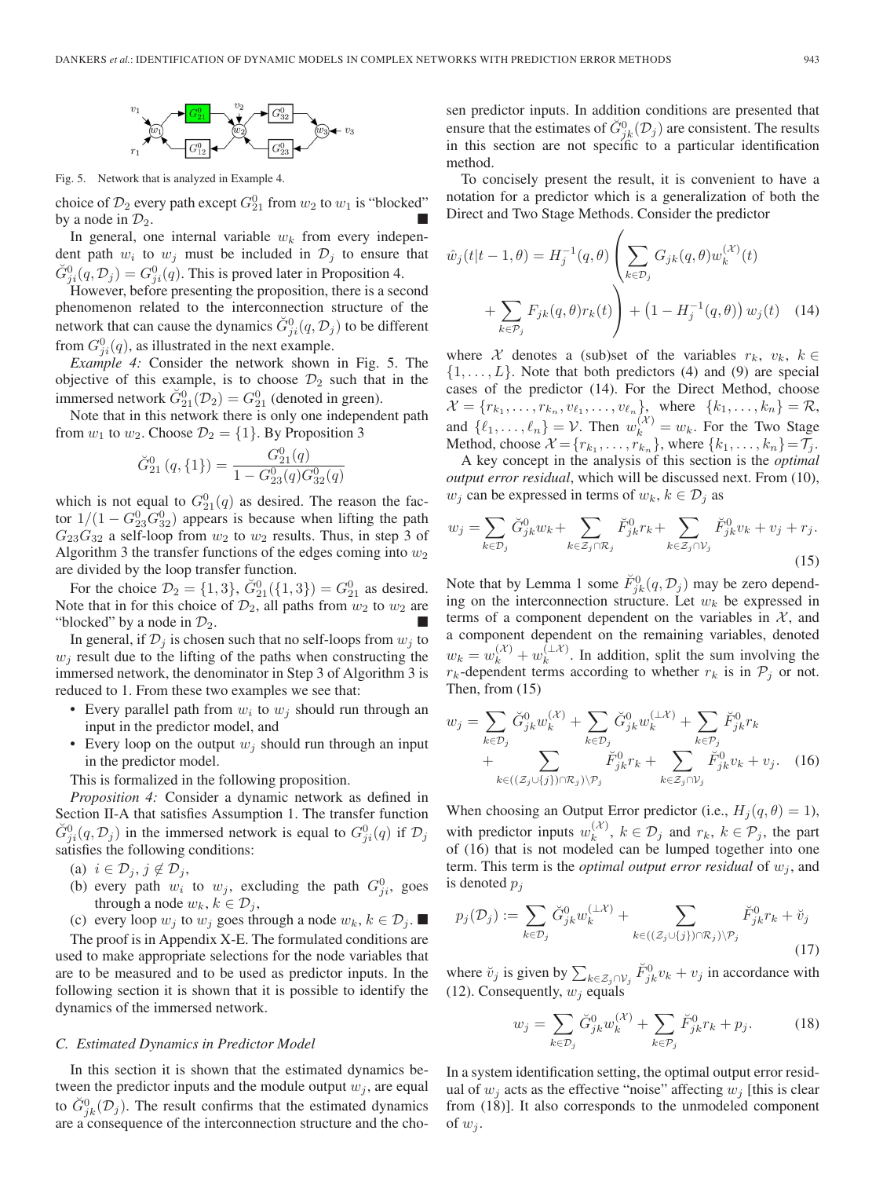Fig. 5. Network that is analyzed in Example 4.

choice of $\mathcal{D}_2$ every path except $G_{21}^0$ from $w_2$ to $w_1$ is "blocked" by a node in $\mathcal{D}_2$. ■

In general, one internal variable $w_k$ from every independent path $w_i$ to $w_j$ must be included in $\mathcal{D}_j$ to ensure that $\breve{G}_{ji}^0(q, \mathcal{D}_j) = G_{ji}^0(q)$. This is proved later in Proposition 4.

However, before presenting the proposition, there is a second phenomenon related to the interconnection structure of the network that can cause the dynamics $\breve{G}_{ji}^0(q, \mathcal{D}_j)$ to be different from $G_{ji}^0(q)$, as illustrated in the next example.

*Example 4:* Consider the network shown in Fig. 5. The objective of this example, is to choose $\mathcal{D}_2$ such that in the immersed network $\breve{G}_{21}^0(\mathcal{D}_2) = G_{21}^0$ (denoted in green).

Note that in this network there is only one independent path from $w_1$ to $w_2$. Choose $\mathcal{D}_2 = \{1\}$. By Proposition 3

$$\breve{G}_{21}^0\left(q, \{1\}\right) = \frac{G_{21}^0(q)}{1 - G_{23}^0(q) G_{32}^0(q)}$$

which is not equal to $G_{21}^0(q)$ as desired. The reason the factor $1/(1 - G_{23}^0 G_{32}^0)$ appears is because when lifting the path $G_{23}G_{32}$ a self-loop from $w_2$ to $w_2$ results. Thus, in step 3 of Algorithm 3 the transfer functions of the edges coming into $w_2$ are divided by the loop transfer function.

For the choice $\mathcal{D}_2 = \{1, 3\}$, $\breve{G}_{21}^0(\{1, 3\}) = G_{21}^0$ as desired. Note that in for this choice of $\mathcal{D}_2$, all paths from $w_2$ to $w_2$ are "blocked" by a node in $\mathcal{D}_2$. ■

In general, if $\mathcal{D}_j$ is chosen such that no self-loops from $w_j$ to $w_j$ result due to the lifting of the paths when constructing the immersed network, the denominator in Step 3 of Algorithm 3 is reduced to 1. From these two examples we see that:

- Every parallel path from $w_i$ to $w_j$ should run through an input in the predictor model, and
- Every loop on the output $w_j$ should run through an input in the predictor model.

This is formalized in the following proposition.

*Proposition 4:* Consider a dynamic network as defined in Section II-A that satisfies Assumption 1. The transfer function $\breve{G}_{ji}^0(q, \mathcal{D}_j)$ in the immersed network is equal to $G_{ji}^0(q)$ if $\mathcal{D}_j$ satisfies the following conditions:

(a) $i \in \mathcal{D}_j$, $j \notin \mathcal{D}_j$,

(b) every path $w_i$ to $w_j$, excluding the path $G_{ji}^0$, goes through a node $w_k$, $k \in \mathcal{D}_j$,

(c) every loop $w_j$ to $w_j$ goes through a node $w_k$, $k \in \mathcal{D}_j$. ■

The proof is in Appendix X-E. The formulated conditions are used to make appropriate selections for the node variables that are to be measured and to be used as predictor inputs. In the following section it is shown that it is possible to identify the dynamics of the immersed network.

### C. Estimated Dynamics in Predictor Model

In this section it is shown that the estimated dynamics between the predictor inputs and the module output $w_j$, are equal to $\breve{G}_{jk}^0(\mathcal{D}_j)$. The result confirms that the estimated dynamics are a consequence of the interconnection structure and the chosen predictor inputs. In addition conditions are presented that ensure that the estimates of $\breve{G}_{jk}^0(\mathcal{D}_j)$ are consistent. The results in this section are not specific to a particular identification method.

To concisely present the result, it is convenient to have a notation for a predictor which is a generalization of both the Direct and Two Stage Methods. Consider the predictor

$$\hat{w}_j(t|t-1, \theta) = H_j^{-1}(q, \theta) \left( \sum_{k \in \mathcal{D}_j} G_{jk}(q, \theta) w_k^{(\mathcal{X})}(t) + \sum_{k \in \mathcal{P}_j} F_{jk}(q, \theta) r_k(t) \right) + \left(1 - H_j^{-1}(q, \theta)\right) w_j(t) \quad (14)$$

where $\mathcal{X}$ denotes a (sub)set of the variables $r_k$, $v_k$, $k \in \{1, \ldots, L\}$. Note that both predictors (4) and (9) are special cases of the predictor (14). For the Direct Method, choose $\mathcal{X} = \{r_{k_1}, \ldots, r_{k_n}, v_{\ell_1}, \ldots, v_{\ell_n}\}$, where $\{k_1, \ldots, k_n\} = \mathcal{R}$, and $\{\ell_1, \ldots, \ell_n\} = \mathcal{V}$. Then $w_k^{(\mathcal{X})} = w_k$. For the Two Stage Method, choose $\mathcal{X} = \{r_{k_1}, \ldots, r_{k_n}\}$, where $\{k_1, \ldots, k_n\} = \mathcal{T}_j$.

A key concept in the analysis of this section is the *optimal output error residual*, which will be discussed next. From (10), $w_j$ can be expressed in terms of $w_k$, $k \in \mathcal{D}_j$ as

$$w_j = \sum_{k \in \mathcal{D}_j} \breve{G}_{jk}^0 w_k + \sum_{k \in \mathcal{Z}_j \cap \mathcal{R}_j} \breve{F}_{jk}^0 r_k + \sum_{k \in \mathcal{Z}_j \cap \mathcal{V}_j} \breve{F}_{jk}^0 v_k + v_j + r_j. \quad (15)$$

Note that by Lemma 1 some $\breve{F}_{jk}^0(q, \mathcal{D}_j)$ may be zero depending on the interconnection structure. Let $w_k$ be expressed in terms of a component dependent on the variables in $\mathcal{X}$, and a component dependent on the remaining variables, denoted $w_k = w_k^{(\mathcal{X})} + w_k^{(\perp\mathcal{X})}$. In addition, split the sum involving the $r_k$-dependent terms according to whether $r_k$ is in $\mathcal{P}_j$ or not. Then, from (15)

$$w_j = \sum_{k \in \mathcal{D}_j} \breve{G}_{jk}^0 w_k^{(\mathcal{X})} + \sum_{k \in \mathcal{D}_j} \breve{G}_{jk}^0 w_k^{(\perp\mathcal{X})} + \sum_{k \in \mathcal{P}_j} \breve{F}_{jk}^0 r_k + \sum_{k \in ((\mathcal{Z}_j \cup \{j\}) \cap \mathcal{R}_j) \setminus \mathcal{P}_j} \breve{F}_{jk}^0 r_k + \sum_{k \in \mathcal{Z}_j \cap \mathcal{V}_j} \breve{F}_{jk}^0 v_k + v_j. \quad (16)$$

When choosing an Output Error predictor (i.e., $H_j(q, \theta) = 1$), with predictor inputs $w_k^{(\mathcal{X})}$, $k \in \mathcal{D}_j$ and $r_k$, $k \in \mathcal{P}_j$, the part of (16) that is not modeled can be lumped together into one term. This term is the *optimal output error residual* of $w_j$, and is denoted $p_j$

$$p_j(\mathcal{D}_j) := \sum_{k \in \mathcal{D}_j} \breve{G}_{jk}^0 w_k^{(\perp\mathcal{X})} + \sum_{k \in ((\mathcal{Z}_j \cup \{j\}) \cap \mathcal{R}_j) \setminus \mathcal{P}_j} \breve{F}_{jk}^0 r_k + \breve{v}_j \quad (17)$$

where $\breve{v}_j$ is given by $\sum_{k \in \mathcal{Z}_j \cap \mathcal{V}_j} \breve{F}_{jk}^0 v_k + v_j$ in accordance with (12). Consequently, $w_j$ equals

$$w_j = \sum_{k \in \mathcal{D}_j} \breve{G}_{jk}^0 w_k^{(\mathcal{X})} + \sum_{k \in \mathcal{P}_j} \breve{F}_{jk}^0 r_k + p_j. \quad (18)$$

In a system identification setting, the optimal output error residual of $w_j$ acts as the effective "noise" affecting $w_j$ [this is clear from (18)]. It also corresponds to the unmodeled component of $w_j$.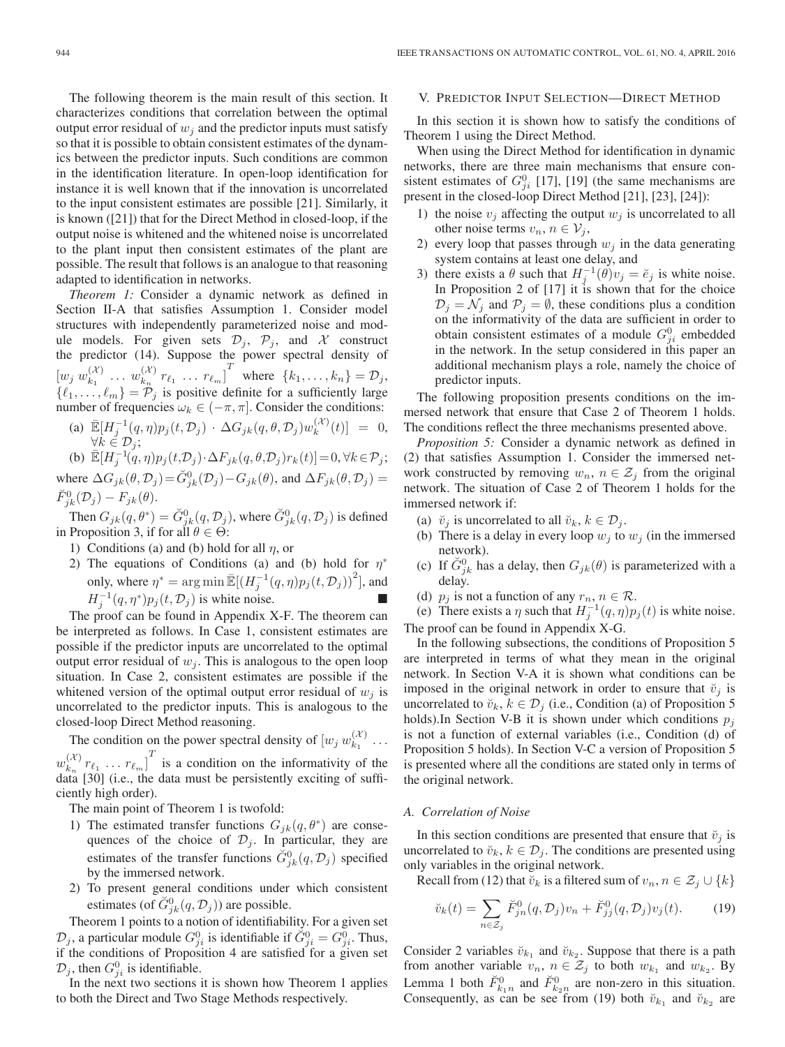The following theorem is the main result of this section. It characterizes conditions that correlation between the optimal output error residual of $w_j$ and the predictor inputs must satisfy so that it is possible to obtain consistent estimates of the dynamics between the predictor inputs. Such conditions are common in the identification literature. In open-loop identification for instance it is well known that if the innovation is uncorrelated to the input consistent estimates are possible [21]. Similarly, it is known ([21]) that for the Direct Method in closed-loop, if the output noise is whitened and the whitened noise is uncorrelated to the plant input then consistent estimates of the plant are possible. The result that follows is an analogue to that reasoning adapted to identification in networks.

*Theorem 1:* Consider a dynamic network as defined in Section II-A that satisfies Assumption 1. Consider model structures with independently parameterized noise and module models. For given sets $\mathcal{D}_j$, $\mathcal{P}_j$, and $\mathcal{X}$ construct the predictor (14). Suppose the power spectral density of $[w_j\ w_{k_1}^{(\mathcal{X})}\ \dots\ w_{k_n}^{(\mathcal{X})}\ r_{\ell_1}\ \dots\ r_{\ell_m}]^T$ where $\{k_1,\dots,k_n\}=\mathcal{D}_j$, $\{\ell_1,\dots,\ell_m\}=\mathcal{P}_j$ is positive definite for a sufficiently large number of frequencies $\omega_k\in(-\pi,\pi]$. Consider the conditions:

(a) $\bar{\mathbb{E}}[H_j^{-1}(q,\eta)p_j(t,\mathcal{D}_j)\cdot\Delta G_{jk}(q,\theta,\mathcal{D}_j)w_k^{(\mathcal{X})}(t)]=0$, $\forall k\in\mathcal{D}_j$;

(b) $\bar{\mathbb{E}}[H_j^{-1}(q,\eta)p_j(t,\mathcal{D}_j)\cdot\Delta F_{jk}(q,\theta,\mathcal{D}_j)r_k(t)]=0, \forall k\in\mathcal{P}_j$;

where $\Delta G_{jk}(\theta,\mathcal{D}_j)=\breve{G}_{jk}^0(\mathcal{D}_j)-G_{jk}(\theta)$, and $\Delta F_{jk}(\theta,\mathcal{D}_j)=\breve{F}_{jk}^0(\mathcal{D}_j)-F_{jk}(\theta)$.

Then $G_{jk}(q,\theta^*)=\breve{G}_{jk}^0(q,\mathcal{D}_j)$, where $\breve{G}_{jk}^0(q,\mathcal{D}_j)$ is defined in Proposition 3, if for all $\theta\in\Theta$:

1) Conditions (a) and (b) hold for all $\eta$, or
2) The equations of Conditions (a) and (b) hold for $\eta^*$ only, where $\eta^*=\arg\min\bar{\mathbb{E}}[(H_j^{-1}(q,\eta)p_j(t,\mathcal{D}_j))^2]$, and $H_j^{-1}(q,\eta^*)p_j(t,\mathcal{D}_j)$ is white noise. ∎

The proof can be found in Appendix X-F. The theorem can be interpreted as follows. In Case 1, consistent estimates are possible if the predictor inputs are uncorrelated to the optimal output error residual of $w_j$. This is analogous to the open loop situation. In Case 2, consistent estimates are possible if the whitened version of the optimal output error residual of $w_j$ is uncorrelated to the predictor inputs. This is analogous to the closed-loop Direct Method reasoning.

The condition on the power spectral density of $[w_j\ w_{k_1}^{(\mathcal{X})}\ \dots\ w_{k_n}^{(\mathcal{X})}\ r_{\ell_1}\ \dots\ r_{\ell_m}]^T$ is a condition on the informativity of the data [30] (i.e., the data must be persistently exciting of sufficiently high order).

The main point of Theorem 1 is twofold:

1) The estimated transfer functions $G_{jk}(q,\theta^*)$ are consequences of the choice of $\mathcal{D}_j$. In particular, they are estimates of the transfer functions $\breve{G}_{jk}^0(q,\mathcal{D}_j)$ specified by the immersed network.
2) To present general conditions under which consistent estimates (of $\breve{G}_{jk}^0(q,\mathcal{D}_j)$) are possible.

Theorem 1 points to a notion of identifiability. For a given set $\mathcal{D}_j$, a particular module $G_{ji}^0$ is identifiable if $\breve{G}_{ji}^0=G_{ji}^0$. Thus, if the conditions of Proposition 4 are satisfied for a given set $\mathcal{D}_j$, then $G_{ji}^0$ is identifiable.

In the next two sections it is shown how Theorem 1 applies to both the Direct and Two Stage Methods respectively.

## V. Predictor Input Selection—Direct Method

In this section it is shown how to satisfy the conditions of Theorem 1 using the Direct Method.

When using the Direct Method for identification in dynamic networks, there are three main mechanisms that ensure consistent estimates of $G_{ji}^0$ [17], [19] (the same mechanisms are present in the closed-loop Direct Method [21], [23], [24]):

1) the noise $v_j$ affecting the output $w_j$ is uncorrelated to all other noise terms $v_n$, $n\in\mathcal{V}_j$,
2) every loop that passes through $w_j$ in the data generating system contains at least one delay, and
3) there exists a $\theta$ such that $H_j^{-1}(\theta)v_j=\breve{e}_j$ is white noise.

In Proposition 2 of [17] it is shown that for the choice $\mathcal{D}_j=\mathcal{N}_j$ and $\mathcal{P}_j=\emptyset$, these conditions plus a condition on the informativity of the data are sufficient in order to obtain consistent estimates of a module $G_{ji}^0$ embedded in the network. In the setup considered in this paper an additional mechanism plays a role, namely the choice of predictor inputs.

The following proposition presents conditions on the immersed network that ensure that Case 2 of Theorem 1 holds. The conditions reflect the three mechanisms presented above.

*Proposition 5:* Consider a dynamic network as defined in (2) that satisfies Assumption 1. Consider the immersed network constructed by removing $w_n$, $n\in\mathcal{Z}_j$ from the original network. The situation of Case 2 of Theorem 1 holds for the immersed network if:

(a) $\breve{v}_j$ is uncorrelated to all $\breve{v}_k$, $k\in\mathcal{D}_j$.
(b) There is a delay in every loop $w_j$ to $w_j$ (in the immersed network).
(c) If $\breve{G}_{jk}^0$ has a delay, then $G_{jk}(\theta)$ is parameterized with a delay.
(d) $p_j$ is not a function of any $r_n$, $n\in\mathcal{R}$.
(e) There exists a $\eta$ such that $H_j^{-1}(q,\eta)p_j(t)$ is white noise.

The proof can be found in Appendix X-G.

In the following subsections, the conditions of Proposition 5 are interpreted in terms of what they mean in the original network. In Section V-A it is shown what conditions can be imposed in the original network in order to ensure that $\breve{v}_j$ is uncorrelated to $\breve{v}_k$, $k\in\mathcal{D}_j$ (i.e., Condition (a) of Proposition 5 holds).In Section V-B it is shown under which conditions $p_j$ is not a function of external variables (i.e., Condition (d) of Proposition 5 holds). In Section V-C a version of Proposition 5 is presented where all the conditions are stated only in terms of the original network.

### A. Correlation of Noise

In this section conditions are presented that ensure that $\breve{v}_j$ is uncorrelated to $\breve{v}_k$, $k\in\mathcal{D}_j$. The conditions are presented using only variables in the original network.

Recall from (12) that $\breve{v}_k$ is a filtered sum of $v_n$, $n\in\mathcal{Z}_j\cup\{k\}$

$$\breve{v}_k(t)=\sum_{n\in\mathcal{Z}_j}\breve{F}_{jn}^0(q,\mathcal{D}_j)v_n+\breve{F}_{jj}^0(q,\mathcal{D}_j)v_j(t). \tag{19}$$

Consider 2 variables $\breve{v}_{k_1}$ and $\breve{v}_{k_2}$. Suppose that there is a path from another variable $v_n$, $n\in\mathcal{Z}_j$ to both $w_{k_1}$ and $w_{k_2}$. By Lemma 1 both $\breve{F}_{k_1n}^0$ and $\breve{F}_{k_2n}^0$ are non-zero in this situation. Consequently, as can be see from (19) both $\breve{v}_{k_1}$ and $\breve{v}_{k_2}$ are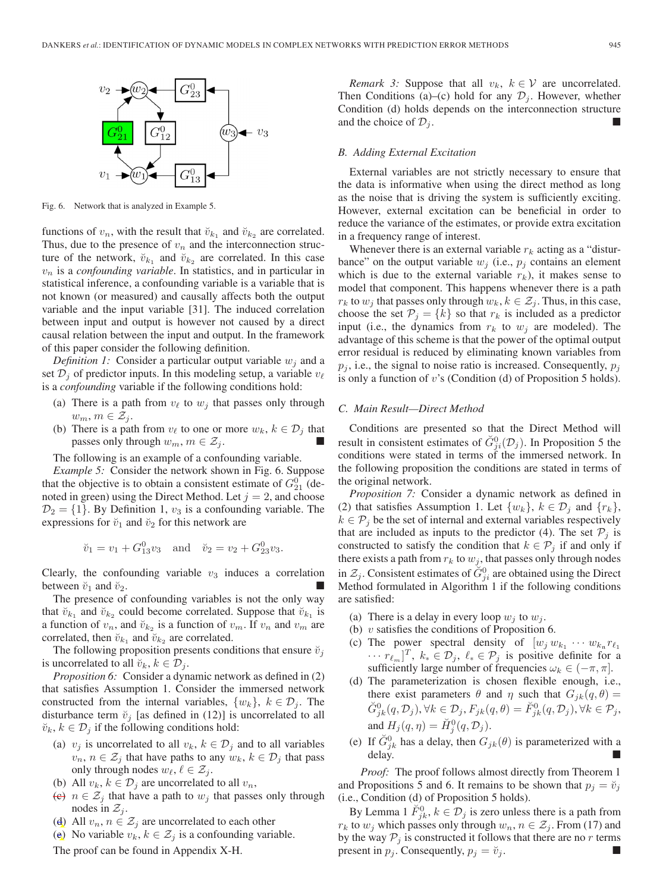Fig. 6. Network that is analyzed in Example 5.

functions of $v_n$, with the result that $\breve{v}_{k_1}$ and $\breve{v}_{k_2}$ are correlated. Thus, due to the presence of $v_n$ and the interconnection structure of the network, $\breve{v}_{k_1}$ and $\breve{v}_{k_2}$ are correlated. In this case $v_n$ is a *confounding variable*. In statistics, and in particular in statistical inference, a confounding variable is a variable that is not known (or measured) and causally affects both the output variable and the input variable [31]. The induced correlation between input and output is however not caused by a direct causal relation between the input and output. In the framework of this paper consider the following definition.

*Definition 1:* Consider a particular output variable $w_j$ and a set $\mathcal{D}_j$ of predictor inputs. In this modeling setup, a variable $v_\ell$ is a *confounding* variable if the following conditions hold:

(a) There is a path from $v_\ell$ to $w_j$ that passes only through $w_m, m \in \mathcal{Z}_j$.
(b) There is a path from $v_\ell$ to one or more $w_k, k \in \mathcal{D}_j$ that passes only through $w_m, m \in \mathcal{Z}_j$. ■

The following is an example of a confounding variable.

*Example 5:* Consider the network shown in Fig. 6. Suppose that the objective is to obtain a consistent estimate of $G^0_{21}$ (denoted in green) using the Direct Method. Let $j = 2$, and choose $\mathcal{D}_2 = \{1\}$. By Definition 1, $v_3$ is a confounding variable. The expressions for $\breve{v}_1$ and $\breve{v}_2$ for this network are

$$\breve{v}_1 = v_1 + G^0_{13}v_3 \quad \text{and} \quad \breve{v}_2 = v_2 + G^0_{23}v_3.$$

Clearly, the confounding variable $v_3$ induces a correlation between $\breve{v}_1$ and $\breve{v}_2$. ■

The presence of confounding variables is not the only way that $\breve{v}_{k_1}$ and $\breve{v}_{k_2}$ could become correlated. Suppose that $\breve{v}_{k_1}$ is a function of $v_n$, and $\breve{v}_{k_2}$ is a function of $v_m$. If $v_n$ and $v_m$ are correlated, then $\breve{v}_{k_1}$ and $\breve{v}_{k_2}$ are correlated.

The following proposition presents conditions that ensure $\breve{v}_j$ is uncorrelated to all $\breve{v}_k$, $k \in \mathcal{D}_j$.

*Proposition 6:* Consider a dynamic network as defined in (2) that satisfies Assumption 1. Consider the immersed network constructed from the internal variables, $\{w_k\}$, $k \in \mathcal{D}_j$. The disturbance term $\breve{v}_j$ [as defined in (12)] is uncorrelated to all $\breve{v}_k$, $k \in \mathcal{D}_j$ if the following conditions hold:

(a) $v_j$ is uncorrelated to all $v_k$, $k \in \mathcal{D}_j$ and to all variables $v_n$, $n \in \mathcal{Z}_j$ that have paths to any $w_k$, $k \in \mathcal{D}_j$ that pass only through nodes $w_\ell$, $\ell \in \mathcal{Z}_j$.
(b) All $v_k$, $k \in \mathcal{D}_j$ are uncorrelated to all $v_n$,
(c) $n \in \mathcal{Z}_j$ that have a path to $w_j$ that passes only through nodes in $\mathcal{Z}_j$.
(d) All $v_n$, $n \in \mathcal{Z}_j$ are uncorrelated to each other
(e) No variable $v_k$, $k \in \mathcal{Z}_j$ is a confounding variable.

The proof can be found in Appendix X-H.

*Remark 3:* Suppose that all $v_k$, $k \in \mathcal{V}$ are uncorrelated. Then Conditions (a)–(c) hold for any $\mathcal{D}_j$. However, whether Condition (d) holds depends on the interconnection structure and the choice of $\mathcal{D}_j$. ■

### B. Adding External Excitation

External variables are not strictly necessary to ensure that the data is informative when using the direct method as long as the noise that is driving the system is sufficiently exciting. However, external excitation can be beneficial in order to reduce the variance of the estimates, or provide extra excitation in a frequency range of interest.

Whenever there is an external variable $r_k$ acting as a "disturbance" on the output variable $w_j$ (i.e., $p_j$ contains an element which is due to the external variable $r_k$), it makes sense to model that component. This happens whenever there is a path from $r_k$ to $w_j$ that passes only through $w_k$, $k \in \mathcal{Z}_j$. Thus, in this case, choose the set $\mathcal{P}_j = \{k\}$ so that $r_k$ is included as a predictor input (i.e., the dynamics from $r_k$ to $w_j$ are modeled). The advantage of this scheme is that the power of the optimal output error residual is reduced by eliminating known variables from $p_j$, i.e., the signal to noise ratio is increased. Consequently, $p_j$ is only a function of $v$'s (Condition (d) of Proposition 5 holds).

### C. Main Result—Direct Method

Conditions are presented so that the Direct Method will result in consistent estimates of $\breve{G}^0_{ji}(\mathcal{D}_j)$. In Proposition 5 the conditions were stated in terms of the immersed network. In the following proposition the conditions are stated in terms of the original network.

*Proposition 7:* Consider a dynamic network as defined in (2) that satisfies Assumption 1. Let $\{w_k\}$, $k \in \mathcal{D}_j$ and $\{r_k\}$, $k \in \mathcal{P}_j$ be the set of internal and external variables respectively that are included as inputs to the predictor (4). The set $\mathcal{P}_j$ is constructed to satisfy the condition that $k \in \mathcal{P}_j$ if and only if there exists a path from $r_k$ to $w_j$, that passes only through nodes in $\mathcal{Z}_j$. Consistent estimates of $\breve{G}^0_{ji}$ are obtained using the Direct Method formulated in Algorithm 1 if the following conditions are satisfied:

(a) There is a delay in every loop $w_j$ to $w_j$.
(b) $v$ satisfies the conditions of Proposition 6.
(c) The power spectral density of $[w_j\, w_{k_1} \cdots w_{k_n} r_{\ell_1} \cdots r_{\ell_m}]^T$, $k_* \in \mathcal{D}_j$, $\ell_* \in \mathcal{P}_j$ is positive definite for a sufficiently large number of frequencies $\omega_k \in (-\pi, \pi]$.
(d) The parameterization is chosen flexible enough, i.e., there exist parameters $\theta$ and $\eta$ such that $G_{jk}(q, \theta) = \breve{G}^0_{jk}(q, \mathcal{D}_j), \forall k \in \mathcal{D}_j$, $F_{jk}(q, \theta) = \breve{F}^0_{jk}(q, \mathcal{D}_j), \forall k \in \mathcal{P}_j$, and $H_j(q, \eta) = \breve{H}^0_j(q, \mathcal{D}_j)$.
(e) If $\breve{G}^0_{jk}$ has a delay, then $G_{jk}(\theta)$ is parameterized with a delay. ■

*Proof:* The proof follows almost directly from Theorem 1 and Propositions 5 and 6. It remains to be shown that $p_j = \breve{v}_j$ (i.e., Condition (d) of Proposition 5 holds).

By Lemma 1 $\breve{F}^0_{jk}$, $k \in \mathcal{D}_j$ is zero unless there is a path from $r_k$ to $w_j$ which passes only through $w_n$, $n \in \mathcal{Z}_j$. From (17) and by the way $\mathcal{P}_j$ is constructed it follows that there are no $r$ terms present in $p_j$. Consequently, $p_j = \breve{v}_j$. ■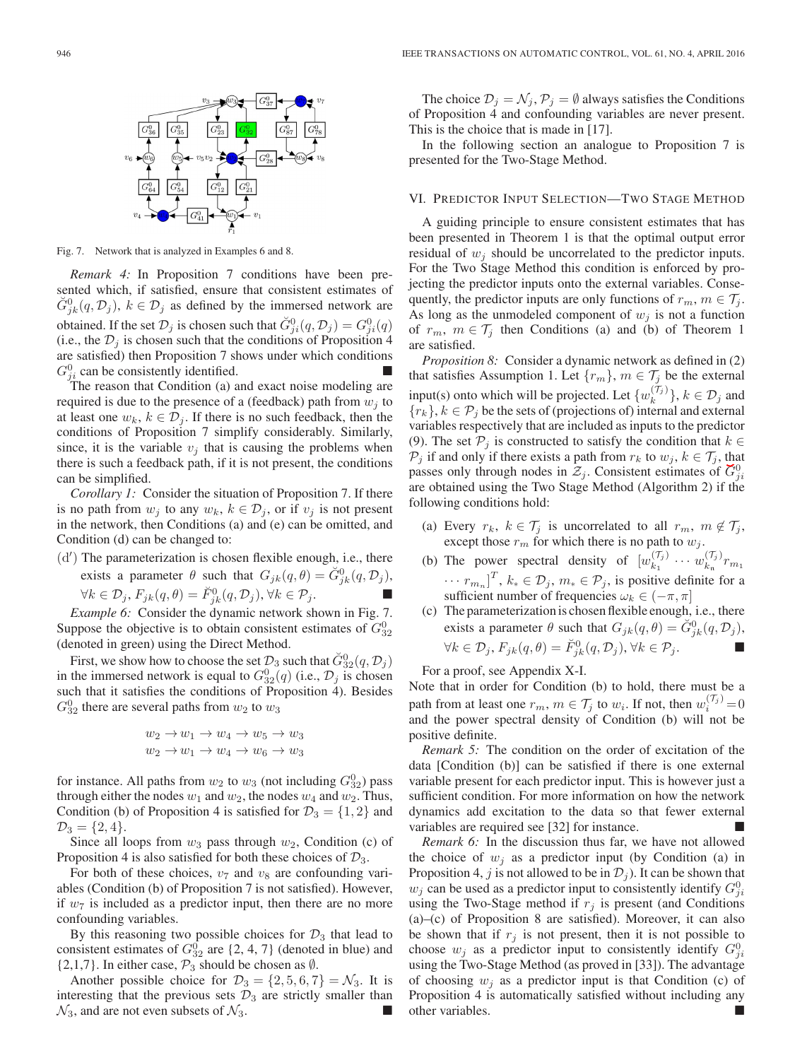Fig. 7. Network that is analyzed in Examples 6 and 8.

*Remark 4:* In Proposition 7 conditions have been presented which, if satisfied, ensure that consistent estimates of $\breve{G}^0_{jk}(q, \mathcal{D}_j)$, $k \in \mathcal{D}_j$ as defined by the immersed network are obtained. If the set $\mathcal{D}_j$ is chosen such that $\breve{G}^0_{ji}(q, \mathcal{D}_j) = G^0_{ji}(q)$ (i.e., the $\mathcal{D}_j$ is chosen such that the conditions of Proposition 4 are satisfied) then Proposition 7 shows under which conditions $G^0_{ji}$ can be consistently identified. ■

The reason that Condition (a) and exact noise modeling are required is due to the presence of a (feedback) path from $w_j$ to at least one $w_k$, $k \in \mathcal{D}_j$. If there is no such feedback, then the conditions of Proposition 7 simplify considerably. Similarly, since, it is the variable $v_j$ that is causing the problems when there is such a feedback path, if it is not present, the conditions can be simplified.

*Corollary 1:* Consider the situation of Proposition 7. If there is no path from $w_j$ to any $w_k$, $k \in \mathcal{D}_j$, or if $v_j$ is not present in the network, then Conditions (a) and (e) can be omitted, and Condition (d) can be changed to:

(d′) The parameterization is chosen flexible enough, i.e., there exists a parameter $\theta$ such that $G_{jk}(q, \theta) = \breve{G}^0_{jk}(q, \mathcal{D}_j)$, $\forall k \in \mathcal{D}_j$, $F_{jk}(q, \theta) = \breve{F}^0_{jk}(q, \mathcal{D}_j), \forall k \in \mathcal{P}_j$. ■

*Example 6:* Consider the dynamic network shown in Fig. 7. Suppose the objective is to obtain consistent estimates of $G^0_{32}$ (denoted in green) using the Direct Method.

First, we show how to choose the set $\mathcal{D}_3$ such that $\breve{G}^0_{32}(q, \mathcal{D}_j)$ in the immersed network is equal to $G^0_{32}(q)$ (i.e., $\mathcal{D}_j$ is chosen such that it satisfies the conditions of Proposition 4). Besides $G^0_{32}$ there are several paths from $w_2$ to $w_3$

$$w_2 \to w_1 \to w_4 \to w_5 \to w_3$$
$$w_2 \to w_1 \to w_4 \to w_6 \to w_3$$

for instance. All paths from $w_2$ to $w_3$ (not including $G^0_{32}$) pass through either the nodes $w_1$ and $w_2$, the nodes $w_4$ and $w_2$. Thus, Condition (b) of Proposition 4 is satisfied for $\mathcal{D}_3 = \{1, 2\}$ and $\mathcal{D}_3 = \{2, 4\}$.

Since all loops from $w_3$ pass through $w_2$, Condition (c) of Proposition 4 is also satisfied for both these choices of $\mathcal{D}_3$.

For both of these choices, $v_7$ and $v_8$ are confounding variables (Condition (b) of Proposition 7 is not satisfied). However, if $w_7$ is included as a predictor input, then there are no more confounding variables.

By this reasoning two possible choices for $\mathcal{D}_3$ that lead to consistent estimates of $G^0_{32}$ are {2, 4, 7} (denoted in blue) and {2,1,7}. In either case, $\mathcal{P}_3$ should be chosen as $\emptyset$.

Another possible choice for $\mathcal{D}_3 = \{2, 5, 6, 7\} = \mathcal{N}_3$. It is interesting that the previous sets $\mathcal{D}_3$ are strictly smaller than $\mathcal{N}_3$, and are not even subsets of $\mathcal{N}_3$. ■

The choice $\mathcal{D}_j = \mathcal{N}_j$, $\mathcal{P}_j = \emptyset$ always satisfies the Conditions of Proposition 4 and confounding variables are never present. This is the choice that is made in [17].

In the following section an analogue to Proposition 7 is presented for the Two-Stage Method.

## VI. Predictor Input Selection—Two Stage Method

A guiding principle to ensure consistent estimates that has been presented in Theorem 1 is that the optimal output error residual of $w_j$ should be uncorrelated to the predictor inputs. For the Two Stage Method this condition is enforced by projecting the predictor inputs onto the external variables. Consequently, the predictor inputs are only functions of $r_m$, $m \in \mathcal{T}_j$. As long as the unmodeled component of $w_j$ is not a function of $r_m$, $m \in \mathcal{T}_j$ then Conditions (a) and (b) of Theorem 1 are satisfied.

*Proposition 8:* Consider a dynamic network as defined in (2) that satisfies Assumption 1. Let $\{r_m\}$, $m \in \mathcal{T}_j$ be the external input(s) onto which will be projected. Let $\{w_k^{(\mathcal{T}_j)}\}$, $k \in \mathcal{D}_j$ and $\{r_k\}$, $k \in \mathcal{P}_j$ be the sets of (projections of) internal and external variables respectively that are included as inputs to the predictor (9). The set $\mathcal{P}_j$ is constructed to satisfy the condition that $k \in \mathcal{P}_j$ if and only if there exists a path from $r_k$ to $w_j$, $k \in \mathcal{T}_j$, that passes only through nodes in $\mathcal{Z}_j$. Consistent estimates of $\breve{G}^0_{ji}$ are obtained using the Two Stage Method (Algorithm 2) if the following conditions hold:

(a) Every $r_k$, $k \in \mathcal{T}_j$ is uncorrelated to all $r_m$, $m \notin \mathcal{T}_j$, except those $r_m$ for which there is no path to $w_j$.

(b) The power spectral density of $[w_{k_1}^{(\mathcal{T}_j)} \cdots w_{k_n}^{(\mathcal{T}_j)} r_{m_1} \cdots r_{m_n}]^T$, $k_* \in \mathcal{D}_j$, $m_* \in \mathcal{P}_j$, is positive definite for a sufficient number of frequencies $\omega_k \in (-\pi, \pi]$

(c) The parameterization is chosen flexible enough, i.e., there exists a parameter $\theta$ such that $G_{jk}(q, \theta) = \breve{G}^0_{jk}(q, \mathcal{D}_j)$, $\forall k \in \mathcal{D}_j$, $F_{jk}(q, \theta) = \breve{F}^0_{jk}(q, \mathcal{D}_j), \forall k \in \mathcal{P}_j$. ■

For a proof, see Appendix X-I.

Note that in order for Condition (b) to hold, there must be a path from at least one $r_m$, $m \in \mathcal{T}_j$ to $w_i$. If not, then $w_i^{(\mathcal{T}_j)} = 0$ and the power spectral density of Condition (b) will not be positive definite.

*Remark 5:* The condition on the order of excitation of the data [Condition (b)] can be satisfied if there is one external variable present for each predictor input. This is however just a sufficient condition. For more information on how the network dynamics add excitation to the data so that fewer external variables are required see [32] for instance. ■

*Remark 6:* In the discussion thus far, we have not allowed the choice of $w_j$ as a predictor input (by Condition (a) in Proposition 4, $j$ is not allowed to be in $\mathcal{D}_j$). It can be shown that $w_j$ can be used as a predictor input to consistently identify $G^0_{ji}$ using the Two-Stage method if $r_j$ is present (and Conditions (a)–(c) of Proposition 8 are satisfied). Moreover, it can also be shown that if $r_j$ is not present, then it is not possible to choose $w_j$ as a predictor input to consistently identify $G^0_{ji}$ using the Two-Stage Method (as proved in [33]). The advantage of choosing $w_j$ as a predictor input is that Condition (c) of Proposition 4 is automatically satisfied without including any other variables. ■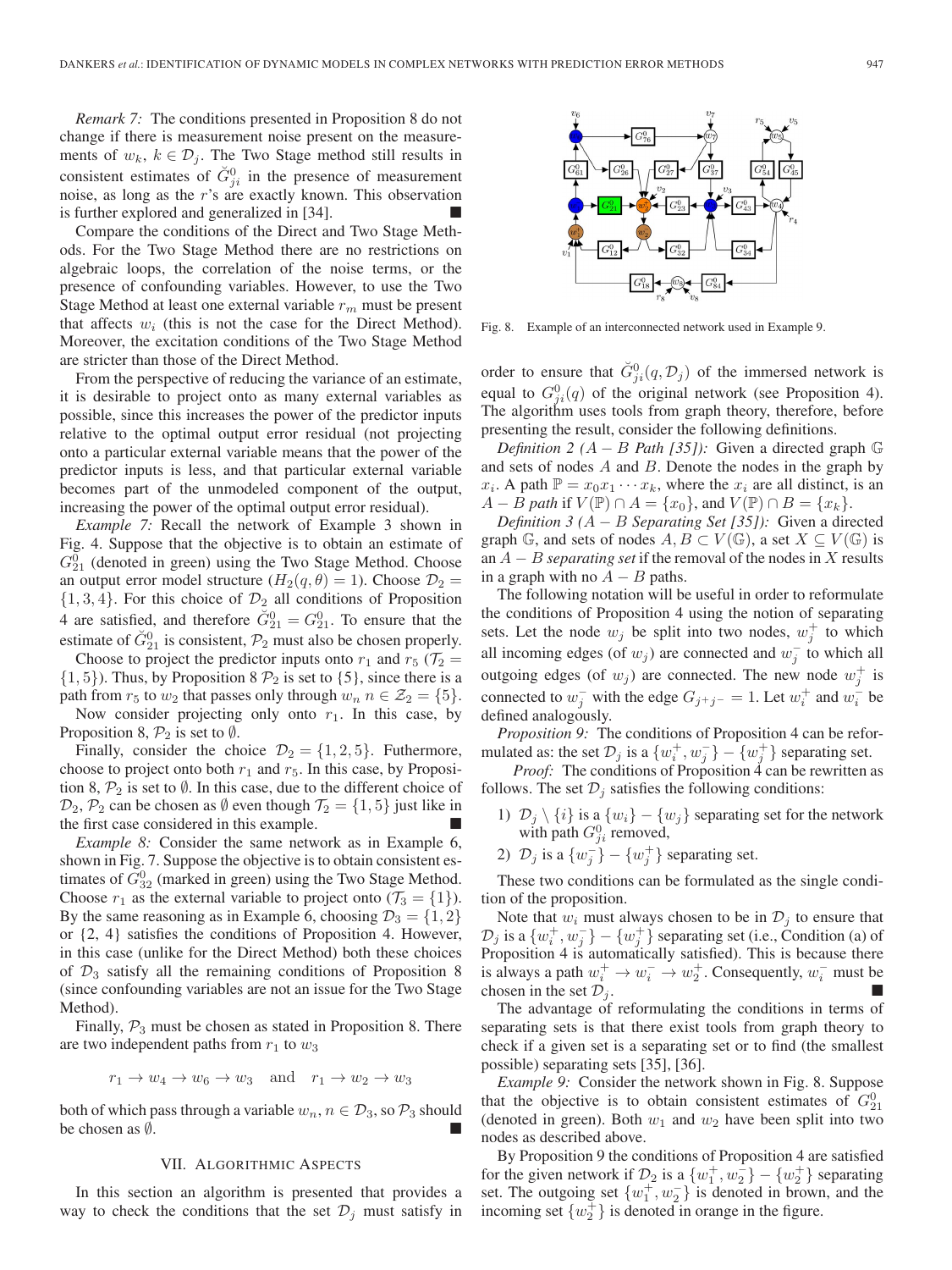*Remark 7:* The conditions presented in Proposition 8 do not change if there is measurement noise present on the measurements of $w_k$, $k \in \mathcal{D}_j$. The Two Stage method still results in consistent estimates of $\breve{G}_{ji}^0$ in the presence of measurement noise, as long as the $r$'s are exactly known. This observation is further explored and generalized in [34]. ■

Compare the conditions of the Direct and Two Stage Methods. For the Two Stage Method there are no restrictions on algebraic loops, the correlation of the noise terms, or the presence of confounding variables. However, to use the Two Stage Method at least one external variable $r_m$ must be present that affects $w_i$ (this is not the case for the Direct Method). Moreover, the excitation conditions of the Two Stage Method are stricter than those of the Direct Method.

From the perspective of reducing the variance of an estimate, it is desirable to project onto as many external variables as possible, since this increases the power of the predictor inputs relative to the optimal output error residual (not projecting onto a particular external variable means that the power of the predictor inputs is less, and that particular external variable becomes part of the unmodeled component of the output, increasing the power of the optimal output error residual).

*Example 7:* Recall the network of Example 3 shown in Fig. 4. Suppose that the objective is to obtain an estimate of $G_{21}^0$ (denoted in green) using the Two Stage Method. Choose an output error model structure ($H_2(q,\theta) = 1$). Choose $\mathcal{D}_2 = \{1, 3, 4\}$. For this choice of $\mathcal{D}_2$ all conditions of Proposition 4 are satisfied, and therefore $\breve{G}_{21}^0 = G_{21}^0$. To ensure that the estimate of $\breve{G}_{21}^0$ is consistent, $\mathcal{P}_2$ must also be chosen properly.

Choose to project the predictor inputs onto $r_1$ and $r_5$ ($\mathcal{T}_2 = \{1, 5\}$). Thus, by Proposition 8 $\mathcal{P}_2$ is set to $\{5\}$, since there is a path from $r_5$ to $w_2$ that passes only through $w_n$ $n \in \mathcal{Z}_2 = \{5\}$.

Now consider projecting only onto $r_1$. In this case, by Proposition 8, $\mathcal{P}_2$ is set to $\emptyset$.

Finally, consider the choice $\mathcal{D}_2 = \{1, 2, 5\}$. Futhermore, choose to project onto both $r_1$ and $r_5$. In this case, by Proposition 8, $\mathcal{P}_2$ is set to $\emptyset$. In this case, due to the different choice of $\mathcal{D}_2$, $\mathcal{P}_2$ can be chosen as $\emptyset$ even though $\mathcal{T}_2 = \{1, 5\}$ just like in the first case considered in this example. ■

*Example 8:* Consider the same network as in Example 6, shown in Fig. 7. Suppose the objective is to obtain consistent estimates of $G_{32}^0$ (marked in green) using the Two Stage Method. Choose $r_1$ as the external variable to project onto ($\mathcal{T}_3 = \{1\}$). By the same reasoning as in Example 6, choosing $\mathcal{D}_3 = \{1, 2\}$ or $\{2, 4\}$ satisfies the conditions of Proposition 4. However, in this case (unlike for the Direct Method) both these choices of $\mathcal{D}_3$ satisfy all the remaining conditions of Proposition 8 (since confounding variables are not an issue for the Two Stage Method).

Finally, $\mathcal{P}_3$ must be chosen as stated in Proposition 8. There are two independent paths from $r_1$ to $w_3$

$$r_1 \to w_4 \to w_6 \to w_3 \quad \text{and} \quad r_1 \to w_2 \to w_3$$

both of which pass through a variable $w_n$, $n \in \mathcal{D}_3$, so $\mathcal{P}_3$ should be chosen as $\emptyset$. ■

## VII. Algorithmic Aspects

In this section an algorithm is presented that provides a way to check the conditions that the set $\mathcal{D}_j$ must satisfy in order to ensure that $\breve{G}_{ji}^0(q, \mathcal{D}_j)$ of the immersed network is equal to $G_{ji}^0(q)$ of the original network (see Proposition 4). The algorithm uses tools from graph theory, therefore, before presenting the result, consider the following definitions.

Fig. 8. Example of an interconnected network used in Example 9.

*Definition 2 ($A - B$ Path [35]):* Given a directed graph $\mathbb{G}$ and sets of nodes $A$ and $B$. Denote the nodes in the graph by $x_i$. A path $\mathbb{P} = x_0 x_1 \cdots x_k$, where the $x_i$ are all distinct, is an $A - B$ *path* if $V(\mathbb{P}) \cap A = \{x_0\}$, and $V(\mathbb{P}) \cap B = \{x_k\}$.

*Definition 3 ($A - B$ Separating Set [35]):* Given a directed graph $\mathbb{G}$, and sets of nodes $A, B \subset V(\mathbb{G})$, a set $X \subseteq V(\mathbb{G})$ is an $A - B$ *separating set* if the removal of the nodes in $X$ results in a graph with no $A - B$ paths.

The following notation will be useful in order to reformulate the conditions of Proposition 4 using the notion of separating sets. Let the node $w_j$ be split into two nodes, $w_j^+$ to which all incoming edges (of $w_j$) are connected and $w_j^-$ to which all outgoing edges (of $w_j$) are connected. The new node $w_j^+$ is connected to $w_j^-$ with the edge $G_{j^+j^-} = 1$. Let $w_i^+$ and $w_i^-$ be defined analogously.

*Proposition 9:* The conditions of Proposition 4 can be reformulated as: the set $\mathcal{D}_j$ is a $\{w_i^+, w_j^-\} - \{w_j^+\}$ separating set.

*Proof:* The conditions of Proposition 4 can be rewritten as follows. The set $\mathcal{D}_j$ satisfies the following conditions:

1) $\mathcal{D}_j \setminus \{i\}$ is a $\{w_i\} - \{w_j\}$ separating set for the network with path $G_{ji}^0$ removed,
2) $\mathcal{D}_j$ is a $\{w_j^-\} - \{w_j^+\}$ separating set.

These two conditions can be formulated as the single condition of the proposition.

Note that $w_i$ must always chosen to be in $\mathcal{D}_j$ to ensure that $\mathcal{D}_j$ is a $\{w_i^+, w_j^-\} - \{w_j^+\}$ separating set (i.e., Condition (a) of Proposition 4 is automatically satisfied). This is because there is always a path $w_i^+ \to w_i^- \to w_2^+$. Consequently, $w_i^-$ must be chosen in the set $\mathcal{D}_j$. ■

The advantage of reformulating the conditions in terms of separating sets is that there exist tools from graph theory to check if a given set is a separating set or to find (the smallest possible) separating sets [35], [36].

*Example 9:* Consider the network shown in Fig. 8. Suppose that the objective is to obtain consistent estimates of $G_{21}^0$ (denoted in green). Both $w_1$ and $w_2$ have been split into two nodes as described above.

By Proposition 9 the conditions of Proposition 4 are satisfied for the given network if $\mathcal{D}_2$ is a $\{w_1^+, w_2^-\} - \{w_2^+\}$ separating set. The outgoing set $\{w_1^+, w_2^-\}$ is denoted in brown, and the incoming set $\{w_2^+\}$ is denoted in orange in the figure.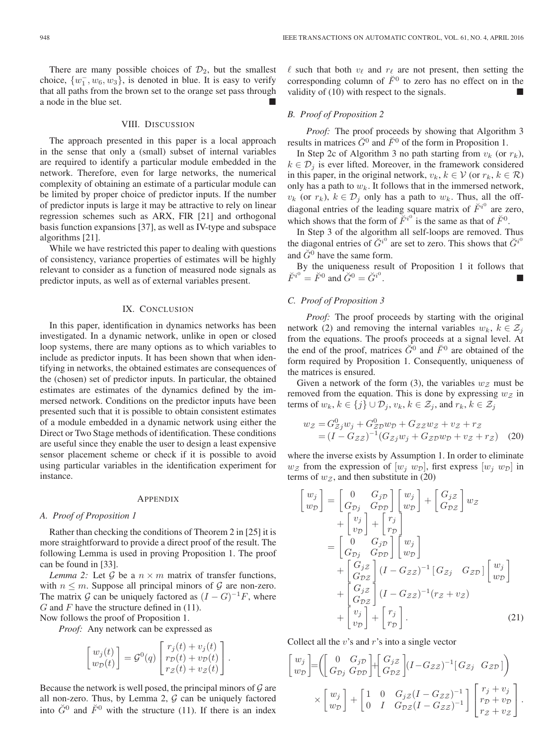There are many possible choices of $\mathcal{D}_2$, but the smallest choice, $\{w_1^-, w_6, w_3\}$, is denoted in blue. It is easy to verify that all paths from the brown set to the orange set pass through a node in the blue set. ■

## VIII. DISCUSSION

The approach presented in this paper is a local approach in the sense that only a (small) subset of internal variables are required to identify a particular module embedded in the network. Therefore, even for large networks, the numerical complexity of obtaining an estimate of a particular module can be limited by proper choice of predictor inputs. If the number of predictor inputs is large it may be attractive to rely on linear regression schemes such as ARX, FIR [21] and orthogonal basis function expansions [37], as well as IV-type and subspace algorithms [21].

While we have restricted this paper to dealing with questions of consistency, variance properties of estimates will be highly relevant to consider as a function of measured node signals as predictor inputs, as well as of external variables present.

## IX. CONCLUSION

In this paper, identification in dynamics networks has been investigated. In a dynamic network, unlike in open or closed loop systems, there are many options as to which variables to include as predictor inputs. It has been shown that when identifying in networks, the obtained estimates are consequences of the (chosen) set of predictor inputs. In particular, the obtained estimates are estimates of the dynamics defined by the immersed network. Conditions on the predictor inputs have been presented such that it is possible to obtain consistent estimates of a module embedded in a dynamic network using either the Direct or Two Stage methods of identification. These conditions are useful since they enable the user to design a least expensive sensor placement scheme or check if it is possible to avoid using particular variables in the identification experiment for instance.

## APPENDIX

### A. Proof of Proposition 1

Rather than checking the conditions of Theorem 2 in [25] it is more straightforward to provide a direct proof of the result. The following Lemma is used in proving Proposition 1. The proof can be found in [33].

*Lemma 2:* Let $\mathcal{G}$ be a $n \times m$ matrix of transfer functions, with $n \leq m$. Suppose all principal minors of $\mathcal{G}$ are non-zero. The matrix $\mathcal{G}$ can be uniquely factored as $(I - G)^{-1}F$, where $G$ and $F$ have the structure defined in (11).

Now follows the proof of Proposition 1.

*Proof:* Any network can be expressed as

$$\begin{bmatrix} w_j(t) \\ w_{\mathcal{D}}(t) \end{bmatrix} = \mathcal{G}^0(q) \begin{bmatrix} r_j(t) + v_j(t) \\ r_{\mathcal{D}}(t) + v_{\mathcal{D}}(t) \\ r_{\mathcal{Z}}(t) + v_{\mathcal{Z}}(t) \end{bmatrix}.$$

Because the network is well posed, the principal minors of $\mathcal{G}$ are all non-zero. Thus, by Lemma 2, $\mathcal{G}$ can be uniquely factored into $\breve{G}^0$ and $\breve{F}^0$ with the structure (11). If there is an index $\ell$ such that both $v_\ell$ and $r_\ell$ are not present, then setting the corresponding column of $\breve{F}^0$ to zero has no effect on in the validity of (10) with respect to the signals. ■

### B. Proof of Proposition 2

*Proof:* The proof proceeds by showing that Algorithm 3 results in matrices $\breve{G}^0$ and $\breve{F}^0$ of the form in Proposition 1.

In Step 2c of Algorithm 3 no path starting from $v_k$ (or $r_k$), $k \in \mathcal{D}_j$ is ever lifted. Moreover, in the framework considered in this paper, in the original network, $v_k$, $k \in \mathcal{V}$ (or $r_k$, $k \in \mathcal{R}$) only has a path to $w_k$. It follows that in the immersed network, $v_k$ (or $r_k$), $k \in \mathcal{D}_j$ only has a path to $w_k$. Thus, all the off-diagonal entries of the leading square matrix of $\breve{F}^{i^0}$ are zero, which shows that the form of $\breve{F}^{i^0}$ is the same as that of $\breve{F}^0$.

In Step 3 of the algorithm all self-loops are removed. Thus the diagonal entries of $\breve{G}^{i^0}$ are set to zero. This shows that $\breve{G}^{i^0}$ and $\breve{G}^0$ have the same form.

By the uniqueness result of Proposition 1 it follows that $\breve{F}^{i^0} = \breve{F}^0$ and $\breve{G}^0 = \breve{G}^{i^0}$. ■

### C. Proof of Proposition 3

*Proof:* The proof proceeds by starting with the original network (2) and removing the internal variables $w_k$, $k \in \mathcal{Z}_j$ from the equations. The proofs proceeds at a signal level. At the end of the proof, matrices $\breve{G}^0$ and $\breve{F}^0$ are obtained of the form required by Proposition 1. Consequently, uniqueness of the matrices is ensured.

Given a network of the form (3), the variables $w_{\mathcal{Z}}$ must be removed from the equation. This is done by expressing $w_{\mathcal{Z}}$ in terms of $w_k$, $k \in \{j\} \cup \mathcal{D}_j$, $v_k$, $k \in \mathcal{Z}_j$, and $r_k$, $k \in \mathcal{Z}_j$

$$\begin{aligned} w_{\mathcal{Z}} &= G^0_{\mathcal{Z}j} w_j + G^0_{\mathcal{Z}\mathcal{D}} w_{\mathcal{D}} + G_{\mathcal{Z}\mathcal{Z}} w_{\mathcal{Z}} + v_{\mathcal{Z}} + r_{\mathcal{Z}} \\ &= (I - G_{\mathcal{Z}\mathcal{Z}})^{-1}(G_{\mathcal{Z}j} w_j + G_{\mathcal{Z}\mathcal{D}} w_{\mathcal{D}} + v_{\mathcal{Z}} + r_{\mathcal{Z}}) \end{aligned} \quad (20)$$

where the inverse exists by Assumption 1. In order to eliminate $w_{\mathcal{Z}}$ from the expression of $[w_j \ w_{\mathcal{D}}]$, first express $[w_j \ w_{\mathcal{D}}]$ in terms of $w_{\mathcal{Z}}$, and then substitute in (20)

$$\begin{aligned} \begin{bmatrix} w_j \\ w_{\mathcal{D}} \end{bmatrix} &= \begin{bmatrix} 0 & G_{j\mathcal{D}} \\ G_{\mathcal{D}j} & G_{\mathcal{D}\mathcal{D}} \end{bmatrix} \begin{bmatrix} w_j \\ w_{\mathcal{D}} \end{bmatrix} + \begin{bmatrix} G_{j\mathcal{Z}} \\ G_{\mathcal{D}\mathcal{Z}} \end{bmatrix} w_{\mathcal{Z}} \\ &\quad + \begin{bmatrix} v_j \\ v_{\mathcal{D}} \end{bmatrix} + \begin{bmatrix} r_j \\ r_{\mathcal{D}} \end{bmatrix} \\ &= \begin{bmatrix} 0 & G_{j\mathcal{D}} \\ G_{\mathcal{D}j} & G_{\mathcal{D}\mathcal{D}} \end{bmatrix} \begin{bmatrix} w_j \\ w_{\mathcal{D}} \end{bmatrix} \\ &\quad + \begin{bmatrix} G_{j\mathcal{Z}} \\ G_{\mathcal{D}\mathcal{Z}} \end{bmatrix} (I - G_{\mathcal{Z}\mathcal{Z}})^{-1} \begin{bmatrix} G_{\mathcal{Z}j} & G_{\mathcal{Z}\mathcal{D}} \end{bmatrix} \begin{bmatrix} w_j \\ w_{\mathcal{D}} \end{bmatrix} \\ &\quad + \begin{bmatrix} G_{j\mathcal{Z}} \\ G_{\mathcal{D}\mathcal{Z}} \end{bmatrix} (I - G_{\mathcal{Z}\mathcal{Z}})^{-1}(r_{\mathcal{Z}} + v_{\mathcal{Z}}) \\ &\quad + \begin{bmatrix} v_j \\ v_{\mathcal{D}} \end{bmatrix} + \begin{bmatrix} r_j \\ r_{\mathcal{D}} \end{bmatrix}. \end{aligned} \quad (21)$$

Collect all the $v$'s and $r$'s into a single vector

$$\begin{bmatrix} w_j \\ w_{\mathcal{D}} \end{bmatrix} = \left( \begin{bmatrix} 0 & G_{j\mathcal{D}} \\ G_{\mathcal{D}j} & G_{\mathcal{D}\mathcal{D}} \end{bmatrix} + \begin{bmatrix} G_{j\mathcal{Z}} \\ G_{\mathcal{D}\mathcal{Z}} \end{bmatrix} (I - G_{\mathcal{Z}\mathcal{Z}})^{-1} \begin{bmatrix} G_{\mathcal{Z}j} & G_{\mathcal{Z}\mathcal{D}} \end{bmatrix} \right) \times \begin{bmatrix} w_j \\ w_{\mathcal{D}} \end{bmatrix} + \begin{bmatrix} 1 & 0 & G_{j\mathcal{Z}}(I - G_{\mathcal{Z}\mathcal{Z}})^{-1} \\ 0 & I & G_{\mathcal{D}\mathcal{Z}}(I - G_{\mathcal{Z}\mathcal{Z}})^{-1} \end{bmatrix} \begin{bmatrix} r_j + v_j \\ r_{\mathcal{D}} + v_{\mathcal{D}} \\ r_{\mathcal{Z}} + v_{\mathcal{Z}} \end{bmatrix}.$$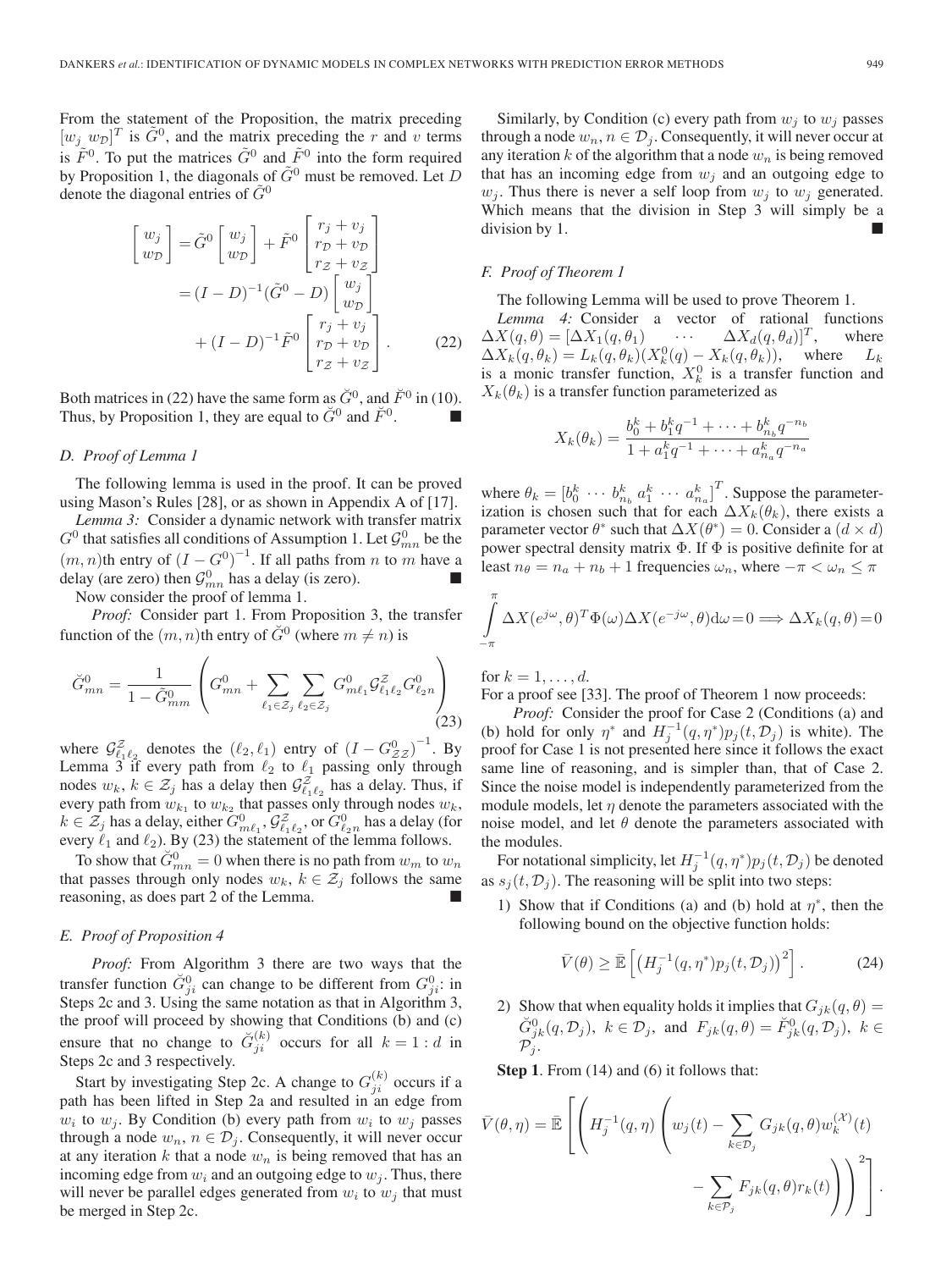From the statement of the Proposition, the matrix preceding $[w_j \; w_{\mathcal{D}}]^T$ is $\tilde{G}^0$, and the matrix preceding the $r$ and $v$ terms is $\tilde{F}^0$. To put the matrices $\tilde{G}^0$ and $\tilde{F}^0$ into the form required by Proposition 1, the diagonals of $\tilde{G}^0$ must be removed. Let $D$ denote the diagonal entries of $\tilde{G}^0$

$$
\begin{aligned}
\begin{bmatrix} w_j \\ w_{\mathcal{D}} \end{bmatrix} &= \tilde{G}^0 \begin{bmatrix} w_j \\ w_{\mathcal{D}} \end{bmatrix} + \tilde{F}^0 \begin{bmatrix} r_j + v_j \\ r_{\mathcal{D}} + v_{\mathcal{D}} \\ r_{\mathcal{Z}} + v_{\mathcal{Z}} \end{bmatrix} \\
&= (I - D)^{-1}(\tilde{G}^0 - D) \begin{bmatrix} w_j \\ w_{\mathcal{D}} \end{bmatrix} \\
&\quad + (I - D)^{-1} \tilde{F}^0 \begin{bmatrix} r_j + v_j \\ r_{\mathcal{D}} + v_{\mathcal{D}} \\ r_{\mathcal{Z}} + v_{\mathcal{Z}} \end{bmatrix}. \qquad (22)
\end{aligned}
$$

Both matrices in (22) have the same form as $\breve{G}^0$, and $\breve{F}^0$ in (10). Thus, by Proposition 1, they are equal to $\breve{G}^0$ and $\breve{F}^0$. ∎

### D. Proof of Lemma 1

The following lemma is used in the proof. It can be proved using Mason's Rules [28], or as shown in Appendix A of [17].

*Lemma 3:* Consider a dynamic network with transfer matrix $G^0$ that satisfies all conditions of Assumption 1. Let $\mathcal{G}^0_{mn}$ be the $(m, n)$th entry of $(I - G^0)^{-1}$. If all paths from $n$ to $m$ have a delay (are zero) then $\mathcal{G}^0_{mn}$ has a delay (is zero). ∎

Now consider the proof of lemma 1.

*Proof:* Consider part 1. From Proposition 3, the transfer function of the $(m, n)$th entry of $\breve{G}^0$ (where $m \neq n$) is

$$
\breve{G}^0_{mn} = \frac{1}{1 - \tilde{G}^0_{mm}} \left( G^0_{mn} + \sum_{\ell_1 \in \mathcal{Z}_j} \sum_{\ell_2 \in \mathcal{Z}_j} G^0_{m\ell_1} \mathcal{G}^{\mathcal{Z}}_{\ell_1 \ell_2} G^0_{\ell_2 n} \right) \qquad (23)
$$

where $\mathcal{G}^{\mathcal{Z}}_{\ell_1 \ell_2}$ denotes the $(\ell_2, \ell_1)$ entry of $(I - G^0_{\mathcal{Z}\mathcal{Z}})^{-1}$. By Lemma 3 if every path from $\ell_2$ to $\ell_1$ passing only through nodes $w_k$, $k \in \mathcal{Z}_j$ has a delay then $\mathcal{G}^{\mathcal{Z}}_{\ell_1 \ell_2}$ has a delay. Thus, if every path from $w_{k_1}$ to $w_{k_2}$ that passes only through nodes $w_k$, $k \in \mathcal{Z}_j$ has a delay, either $G^0_{m\ell_1}$, $\mathcal{G}^{\mathcal{Z}}_{\ell_1 \ell_2}$, or $G^0_{\ell_2 n}$ has a delay (for every $\ell_1$ and $\ell_2$). By (23) the statement of the lemma follows.

To show that $\breve{G}^0_{mn} = 0$ when there is no path from $w_m$ to $w_n$ that passes through only nodes $w_k$, $k \in \mathcal{Z}_j$ follows the same reasoning, as does part 2 of the Lemma. ∎

### E. Proof of Proposition 4

*Proof:* From Algorithm 3 there are two ways that the transfer function $\breve{G}^0_{ji}$ can change to be different from $G^0_{ji}$: in Steps 2c and 3. Using the same notation as that in Algorithm 3, the proof will proceed by showing that Conditions (b) and (c) ensure that no change to $\breve{G}^{(k)}_{ji}$ occurs for all $k = 1 : d$ in Steps 2c and 3 respectively.

Start by investigating Step 2c. A change to $G^{(k)}_{ji}$ occurs if a path has been lifted in Step 2a and resulted in an edge from $w_i$ to $w_j$. By Condition (b) every path from $w_i$ to $w_j$ passes through a node $w_n$, $n \in \mathcal{D}_j$. Consequently, it will never occur at any iteration $k$ that a node $w_n$ is being removed that has an incoming edge from $w_i$ and an outgoing edge to $w_j$. Thus, there will never be parallel edges generated from $w_i$ to $w_j$ that must be merged in Step 2c.

Similarly, by Condition (c) every path from $w_j$ to $w_j$ passes through a node $w_n$, $n \in \mathcal{D}_j$. Consequently, it will never occur at any iteration $k$ of the algorithm that a node $w_n$ is being removed that has an incoming edge from $w_j$ and an outgoing edge to $w_j$. Thus there is never a self loop from $w_j$ to $w_j$ generated. Which means that the division in Step 3 will simply be a division by 1. ∎

### F. Proof of Theorem 1

The following Lemma will be used to prove Theorem 1.

*Lemma 4:* Consider a vector of rational functions $\Delta X(q, \theta) = [\Delta X_1(q, \theta_1) \; \cdots \; \Delta X_d(q, \theta_d)]^T$, where $\Delta X_k(q, \theta_k) = L_k(q, \theta_k)(X^0_k(q) - X_k(q, \theta_k))$, where $L_k$ is a monic transfer function, $X^0_k$ is a transfer function and $X_k(\theta_k)$ is a transfer function parameterized as

$$
X_k(\theta_k) = \frac{b^k_0 + b^k_1 q^{-1} + \cdots + b^k_{n_b} q^{-n_b}}{1 + a^k_1 q^{-1} + \cdots + a^k_{n_a} q^{-n_a}}
$$

where $\theta_k = [b^k_0 \; \cdots \; b^k_{n_b} \; a^k_1 \; \cdots \; a^k_{n_a}]^T$. Suppose the parameterization is chosen such that for each $\Delta X_k(\theta_k)$, there exists a parameter vector $\theta^*$ such that $\Delta X(\theta^*) = 0$. Consider a $(d \times d)$ power spectral density matrix $\Phi$. If $\Phi$ is positive definite for at least $n_\theta = n_a + n_b + 1$ frequencies $\omega_n$, where $-\pi < \omega_n \leq \pi$

$$
\int_{-\pi}^{\pi} \Delta X(e^{j\omega}, \theta)^T \Phi(\omega) \Delta X(e^{-j\omega}, \theta) \mathrm{d}\omega = 0 \Longrightarrow \Delta X_k(q, \theta) = 0
$$

for $k = 1, \ldots, d$.

For a proof see [33]. The proof of Theorem 1 now proceeds:

*Proof:* Consider the proof for Case 2 (Conditions (a) and (b) hold for only $\eta^*$ and $H^{-1}_j(q, \eta^*) p_j(t, \mathcal{D}_j)$ is white). The proof for Case 1 is not presented here since it follows the exact same line of reasoning, and is simpler than, that of Case 2. Since the noise model is independently parameterized from the module models, let $\eta$ denote the parameters associated with the noise model, and let $\theta$ denote the parameters associated with the modules.

For notational simplicity, let $H^{-1}_j(q, \eta^*) p_j(t, \mathcal{D}_j)$ be denoted as $s_j(t, \mathcal{D}_j)$. The reasoning will be split into two steps:

1) Show that if Conditions (a) and (b) hold at $\eta^*$, then the following bound on the objective function holds:

$$
\bar{V}(\theta) \geq \bar{\mathbb{E}}\left[ \left( H^{-1}_j(q, \eta^*) p_j(t, \mathcal{D}_j) \right)^2 \right]. \qquad (24)
$$

2) Show that when equality holds it implies that $G_{jk}(q, \theta) = \breve{G}^0_{jk}(q, \mathcal{D}_j)$, $k \in \mathcal{D}_j$, and $F_{jk}(q, \theta) = \breve{F}^0_{jk}(q, \mathcal{D}_j)$, $k \in \mathcal{P}_j$.

**Step 1**. From (14) and (6) it follows that:

$$
\bar{V}(\theta, \eta) = \bar{\mathbb{E}}\left[ \left( H^{-1}_j(q, \eta) \left( w_j(t) - \sum_{k \in \mathcal{D}_j} G_{jk}(q, \theta) w^{(\mathcal{X})}_k(t) - \sum_{k \in \mathcal{P}_j} F_{jk}(q, \theta) r_k(t) \right) \right)^2 \right].
$$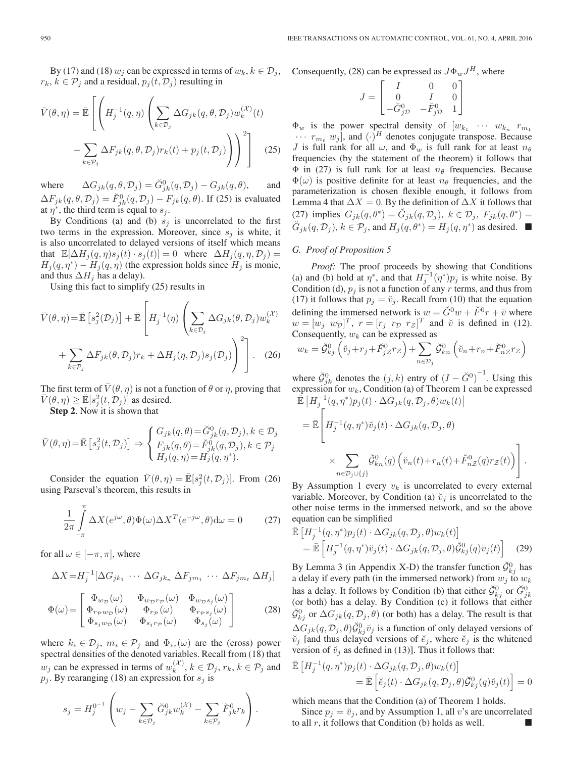By (17) and (18) $w_j$ can be expressed in terms of $w_k$, $k \in \mathcal{D}_j$, $r_k$, $k \in \mathcal{P}_j$ and a residual, $p_j(t, \mathcal{D}_j)$ resulting in

$$\bar{V}(\theta,\eta) = \bar{\mathbb{E}}\left[\left(H_j^{-1}(q,\eta)\left(\sum_{k\in\mathcal{D}_j}\Delta G_{jk}(q,\theta,\mathcal{D}_j)w_k^{(\mathcal{X})}(t) + \sum_{k\in\mathcal{P}_j}\Delta F_{jk}(q,\theta,\mathcal{D}_j)r_k(t) + p_j(t,\mathcal{D}_j)\right)\right)^2\right] \quad (25)$$

where $\Delta G_{jk}(q,\theta,\mathcal{D}_j) = \breve{G}_{jk}^0(q,\mathcal{D}_j) - G_{jk}(q,\theta)$, and $\Delta F_{jk}(q,\theta,\mathcal{D}_j) = \breve{F}_{jk}^0(q,\mathcal{D}_j) - F_{jk}(q,\theta)$. If (25) is evaluated at $\eta^*$, the third term is equal to $s_j$.

By Conditions (a) and (b) $s_j$ is uncorrelated to the first two terms in the expression. Moreover, since $s_j$ is white, it is also uncorrelated to delayed versions of itself which means that $\mathbb{E}[\Delta H_j(q,\eta)s_j(t)\cdot s_j(t)] = 0$ where $\Delta H_j(q,\eta,\mathcal{D}_j) = H_j(q,\eta^*) - H_j(q,\eta)$ (the expression holds since $H_j$ is monic, and thus $\Delta H_j$ has a delay).

Using this fact to simplify (25) results in

$$\bar{V}(\theta,\eta) = \bar{\mathbb{E}}\left[s_j^2(\mathcal{D}_j)\right] + \bar{\mathbb{E}}\left[H_j^{-1}(\eta)\left(\sum_{k\in\mathcal{D}_j}\Delta G_{jk}(\theta,\mathcal{D}_j)w_k^{(\mathcal{X})} + \sum_{k\in\mathcal{P}_j}\Delta F_{jk}(\theta,\mathcal{D}_j)r_k + \Delta H_j(\eta,\mathcal{D}_j)s_j(\mathcal{D}_j)\right)^2\right]. \quad (26)$$

The first term of $\bar{V}(\theta,\eta)$ is not a function of $\theta$ or $\eta$, proving that $\bar{V}(\theta,\eta) \geq \bar{\mathbb{E}}[s_j^2(t,\mathcal{D}_j)]$ as desired.

**Step 2**. Now it is shown that

$$\bar{V}(\theta,\eta) = \bar{\mathbb{E}}\left[s_j^2(t,\mathcal{D}_j)\right] \Rightarrow \begin{cases} G_{jk}(q,\theta) = \breve{G}_{jk}^0(q,\mathcal{D}_j), k\in\mathcal{D}_j \\ F_{jk}(q,\theta) = \breve{F}_{jk}^0(q,\mathcal{D}_j), k\in\mathcal{P}_j \\ H_j(q,\eta) = H_j(q,\eta^*). \end{cases}$$

Consider the equation $\bar{V}(\theta,\eta) = \bar{\mathbb{E}}[s_j^2(t,\mathcal{D}_j)]$. From (26) using Parseval's theorem, this results in

$$\frac{1}{2\pi}\int_{-\pi}^{\pi}\Delta X(e^{j\omega},\theta)\Phi(\omega)\Delta X^T(e^{-j\omega},\theta)\mathrm{d}\omega = 0 \quad (27)$$

for all $\omega \in [-\pi,\pi]$, where

$$\Delta X = H_j^{-1}[\Delta G_{jk_1}\ \cdots\ \Delta G_{jk_n}\ \Delta F_{jm_1}\ \cdots\ \Delta F_{jm_\ell}\ \Delta H_j]$$

$$\Phi(\omega) = \begin{bmatrix} \Phi_{w_\mathcal{D}}(\omega) & \Phi_{w_\mathcal{D}r_\mathcal{P}}(\omega) & \Phi_{w_\mathcal{D}s_j}(\omega) \\ \Phi_{r_\mathcal{P}w_\mathcal{D}}(\omega) & \Phi_{r_\mathcal{P}}(\omega) & \Phi_{r_\mathcal{P}s_j}(\omega) \\ \Phi_{s_jw_\mathcal{D}}(\omega) & \Phi_{s_jr_\mathcal{P}}(\omega) & \Phi_{s_j}(\omega) \end{bmatrix} \quad (28)$$

where $k_* \in \mathcal{D}_j$, $m_* \in \mathcal{P}_j$ and $\Phi_{**}(\omega)$ are the (cross) power spectral densities of the denoted variables. Recall from (18) that $w_j$ can be expressed in terms of $w_k^{(\mathcal{X})}$, $k \in \mathcal{D}_j$, $r_k$, $k \in \mathcal{P}_j$ and $p_j$. By rearranging (18) an expression for $s_j$ is

$$s_j = H_j^{0^{-1}}\left(w_j - \sum_{k\in\mathcal{D}_j}\breve{G}_{jk}^0 w_k^{(\mathcal{X})} - \sum_{k\in\mathcal{P}_j}\breve{F}_{jk}^0 r_k\right).$$

Consequently, (28) can be expressed as $J\Phi_w J^H$, where

$$J = \begin{bmatrix} I & 0 & 0 \\ 0 & I & 0 \\ -\breve{G}_{j\mathcal{D}}^0 & -\breve{F}_{j\mathcal{D}}^0 & 1 \end{bmatrix}$$

$\Phi_w$ is the power spectral density of $[w_{k_1}\ \cdots\ w_{k_n}\ r_{m_1}\ \cdots\ r_{m_\ell}\ w_j]$, and $(\cdot)^H$ denotes conjugate transpose. Because $J$ is full rank for all $\omega$, and $\Phi_w$ is full rank for at least $n_\theta$ frequencies (by the statement of the theorem) it follows that $\Phi$ in (27) is full rank for at least $n_\theta$ frequencies. Because $\Phi(\omega)$ is positive definite for at least $n_\theta$ frequencies, and the parameterization is chosen flexible enough, it follows from Lemma 4 that $\Delta X = 0$. By the definition of $\Delta X$ it follows that (27) implies $G_{jk}(q,\theta^*) = \breve{G}_{jk}(q,\mathcal{D}_j)$, $k \in \mathcal{D}_j$, $F_{jk}(q,\theta^*) = \breve{G}_{jk}(q,\mathcal{D}_j)$, $k \in \mathcal{P}_j$, and $H_j(q,\theta^*) = H_j(q,\eta^*)$ as desired. ■

### G. Proof of Proposition 5

*Proof:* The proof proceeds by showing that Conditions (a) and (b) hold at $\eta^*$, and that $H_j^{-1}(\eta^*)p_j$ is white noise. By Condition (d), $p_j$ is not a function of any $r$ terms, and thus from (17) it follows that $p_j = \breve{v}_j$. Recall from (10) that the equation defining the immersed network is $w = \breve{G}^0 w + \breve{F}^0 r + \breve{v}$ where $w = [w_j\ w_\mathcal{D}]^T$, $r = [r_j\ r_\mathcal{D}\ r_\mathcal{Z}]^T$ and $\breve{v}$ is defined in (12). Consequently, $w_k$ can be expressed as

$$w_k = \breve{\mathcal{G}}_{kj}^0\left(\breve{v}_j + r_j + \breve{F}_{j\mathcal{Z}}^0 r_\mathcal{Z}\right) + \sum_{n\in\mathcal{D}_j}\breve{\mathcal{G}}_{kn}^0\left(\breve{v}_n + r_n + \breve{F}_{n\mathcal{Z}}^0 r_\mathcal{Z}\right)$$

where $\breve{\mathcal{G}}_{jk}^0$ denotes the $(j,k)$ entry of $(I - \breve{G}^0)^{-1}$. Using this expression for $w_k$, Condition (a) of Theorem 1 can be expressed

$$\bar{\mathbb{E}}\left[H_j^{-1}(q,\eta^*)p_j(t)\cdot\Delta G_{jk}(q,\mathcal{D}_j,\theta)w_k(t)\right]$$
$$= \bar{\mathbb{E}}\left[H_j^{-1}(q,\eta^*)\breve{v}_j(t)\cdot\Delta G_{jk}(q,\mathcal{D}_j,\theta) \times \sum_{n\in\mathcal{D}_j\cup\{j\}}\breve{\mathcal{G}}_{kn}^0(q)\left(\breve{v}_n(t) + r_n(t) + \breve{F}_{n\mathcal{Z}}^0(q)r_\mathcal{Z}(t)\right)\right].$$

By Assumption 1 every $v_k$ is uncorrelated to every external variable. Moreover, by Condition (a) $\breve{v}_j$ is uncorrelated to the other noise terms in the immersed network, and so the above equation can be simplified

$$\bar{\mathbb{E}}\left[H_j^{-1}(q,\eta^*)p_j(t)\cdot\Delta G_{jk}(q,\mathcal{D}_j,\theta)w_k(t)\right] = \bar{\mathbb{E}}\left[H_j^{-1}(q,\eta^*)\breve{v}_j(t)\cdot\Delta G_{jk}(q,\mathcal{D}_j,\theta)\breve{\mathcal{G}}_{kj}^0(q)\breve{v}_j(t)\right] \quad (29)$$

By Lemma 3 (in Appendix X-D) the transfer function $\breve{\mathcal{G}}_{kj}^0$ has a delay if every path (in the immersed network) from $w_j$ to $w_k$ has a delay. It follows by Condition (b) that either $\breve{\mathcal{G}}_{kj}^0$ or $\breve{G}_{jk}^0$ (or both) has a delay. By Condition (c) it follows that either $\breve{\mathcal{G}}_{kj}^0$ or $\Delta G_{jk}(q,\mathcal{D}_j,\theta)$ (or both) has a delay. The result is that $\Delta G_{jk}(q,\mathcal{D}_j,\theta)\breve{\mathcal{G}}_{kj}^0\breve{v}_j$ is a function of only delayed versions of $\breve{v}_j$ [and thus delayed versions of $\breve{e}_j$, where $\breve{e}_j$ is the whitened version of $\breve{v}_j$ as defined in (13)]. Thus it follows that:

$$\bar{\mathbb{E}}\left[H_j^{-1}(q,\eta^*)p_j(t)\cdot\Delta G_{jk}(q,\mathcal{D}_j,\theta)w_k(t)\right] = \bar{\mathbb{E}}\left[\breve{e}_j(t)\cdot\Delta G_{jk}(q,\mathcal{D}_j,\theta)\breve{\mathcal{G}}_{kj}^0(q)\breve{v}_j(t)\right] = 0$$

which means that the Condition (a) of Theorem 1 holds.

Since $p_j = \breve{v}_j$, and by Assumption 1, all $v$'s are uncorrelated to all $r$, it follows that Condition (b) holds as well. ■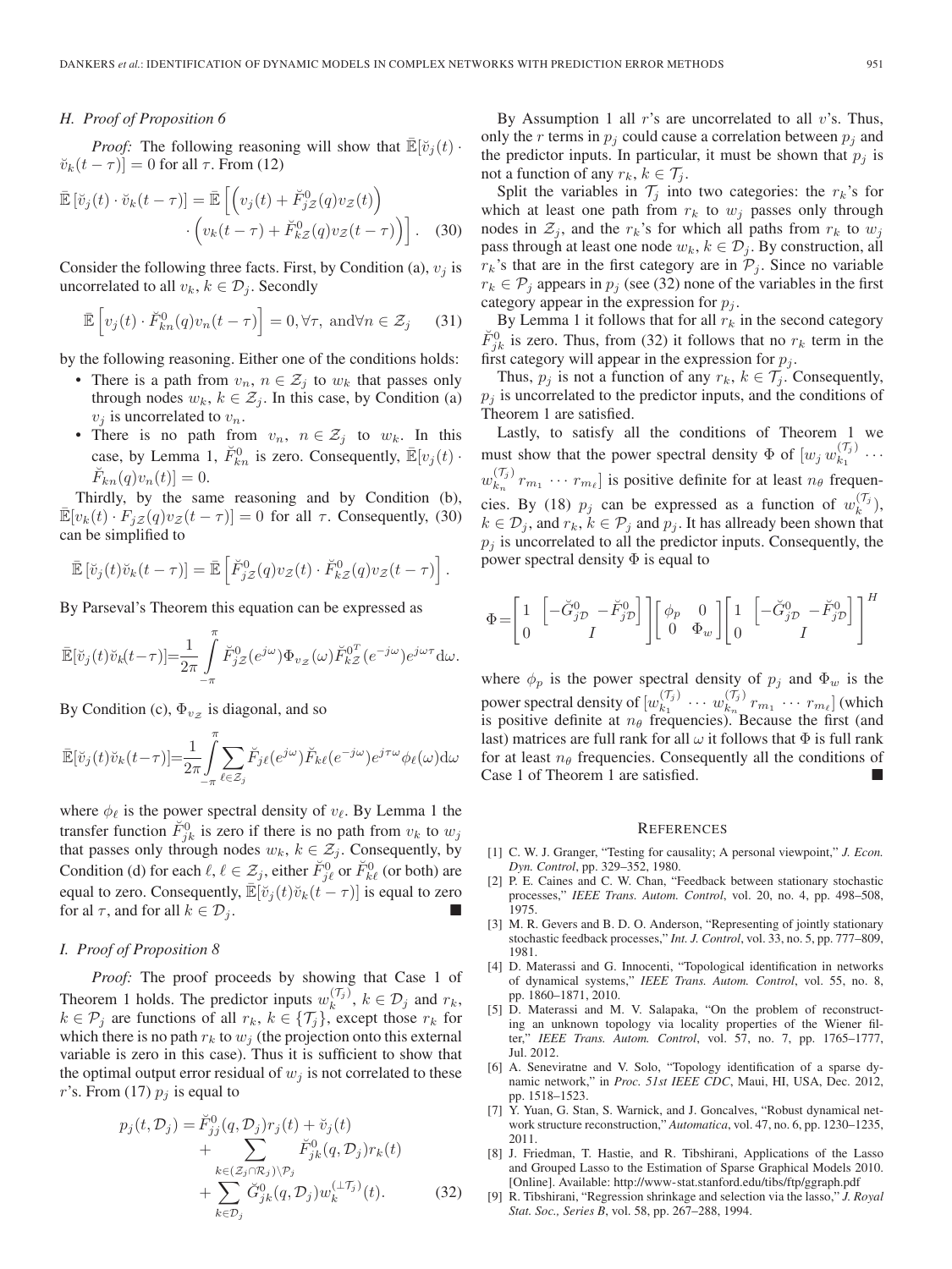### H. Proof of Proposition 6

*Proof:* The following reasoning will show that $\bar{\mathbb{E}}[\breve{v}_j(t)\cdot \breve{v}_k(t-\tau)] = 0$ for all $\tau$. From (12)

$$\bar{\mathbb{E}}\left[\breve{v}_j(t)\cdot \breve{v}_k(t-\tau)\right] = \bar{\mathbb{E}}\Big[\Big(v_j(t) + \breve{F}^0_{j\mathcal{Z}}(q)v_{\mathcal{Z}}(t)\Big) \cdot \Big(v_k(t-\tau) + \breve{F}^0_{k\mathcal{Z}}(q)v_{\mathcal{Z}}(t-\tau)\Big)\Big]. \quad (30)$$

Consider the following three facts. First, by Condition (a), $v_j$ is uncorrelated to all $v_k$, $k\in\mathcal{D}_j$. Secondly

$$\bar{\mathbb{E}}\left[v_j(t)\cdot \breve{F}^0_{kn}(q)v_n(t-\tau)\right] = 0, \forall\tau, \text{ and} \forall n\in\mathcal{Z}_j \quad (31)$$

by the following reasoning. Either one of the conditions holds:

- There is a path from $v_n$, $n\in\mathcal{Z}_j$ to $w_k$ that passes only through nodes $w_k$, $k\in\mathcal{Z}_j$. In this case, by Condition (a) $v_j$ is uncorrelated to $v_n$.
- There is no path from $v_n$, $n\in\mathcal{Z}_j$ to $w_k$. In this case, by Lemma 1, $\breve{F}^0_{kn}$ is zero. Consequently, $\bar{\mathbb{E}}[v_j(t)\cdot \breve{F}_{kn}(q)v_n(t)] = 0$.

Thirdly, by the same reasoning and by Condition (b), $\bar{\mathbb{E}}[v_k(t)\cdot F_{j\mathcal{Z}}(q)v_{\mathcal{Z}}(t-\tau)] = 0$ for all $\tau$. Consequently, (30) can be simplified to

$$\bar{\mathbb{E}}\left[\breve{v}_j(t)\breve{v}_k(t-\tau)\right] = \bar{\mathbb{E}}\left[\breve{F}^0_{j\mathcal{Z}}(q)v_{\mathcal{Z}}(t)\cdot \breve{F}^0_{k\mathcal{Z}}(q)v_{\mathcal{Z}}(t-\tau)\right].$$

By Parseval's Theorem this equation can be expressed as

$$\bar{\mathbb{E}}[\breve{v}_j(t)\breve{v}_k(t-\tau)] = \frac{1}{2\pi}\int_{-\pi}^{\pi} \breve{F}^0_{j\mathcal{Z}}(e^{j\omega})\Phi_{v_\mathcal{Z}}(\omega)\breve{F}^{0^T}_{k\mathcal{Z}}(e^{-j\omega})e^{j\omega\tau}\mathrm{d}\omega.$$

By Condition (c), $\Phi_{v_\mathcal{Z}}$ is diagonal, and so

$$\bar{\mathbb{E}}[\breve{v}_j(t)\breve{v}_k(t-\tau)] = \frac{1}{2\pi}\int_{-\pi}^{\pi}\sum_{\ell\in\mathcal{Z}_j}\breve{F}_{j\ell}(e^{j\omega})\breve{F}_{k\ell}(e^{-j\omega})e^{j\tau\omega}\phi_\ell(\omega)\mathrm{d}\omega$$

where $\phi_\ell$ is the power spectral density of $v_\ell$. By Lemma 1 the transfer function $\breve{F}^0_{jk}$ is zero if there is no path from $v_k$ to $w_j$ that passes only through nodes $w_k$, $k\in\mathcal{Z}_j$. Consequently, by Condition (d) for each $\ell$, $\ell\in\mathcal{Z}_j$, either $\breve{F}^0_{j\ell}$ or $\breve{F}^0_{k\ell}$ (or both) are equal to zero. Consequently, $\bar{\mathbb{E}}[\breve{v}_j(t)\breve{v}_k(t-\tau)]$ is equal to zero for al $\tau$, and for all $k\in\mathcal{D}_j$. ∎

### I. Proof of Proposition 8

*Proof:* The proof proceeds by showing that Case 1 of Theorem 1 holds. The predictor inputs $w_k^{(\mathcal{T}_j)}$, $k\in\mathcal{D}_j$ and $r_k$, $k\in\mathcal{P}_j$ are functions of all $r_k$, $k\in\{\mathcal{T}_j\}$, except those $r_k$ for which there is no path $r_k$ to $w_j$ (the projection onto this external variable is zero in this case). Thus it is sufficient to show that the optimal output error residual of $w_j$ is not correlated to these $r$'s. From (17) $p_j$ is equal to

$$\begin{aligned}p_j(t,\mathcal{D}_j) &= \breve{F}^0_{jj}(q,\mathcal{D}_j)r_j(t) + \breve{v}_j(t) \\ &\quad + \sum_{k\in(\mathcal{Z}_j\cap\mathcal{R}_j)\setminus\mathcal{P}_j}\breve{F}^0_{jk}(q,\mathcal{D}_j)r_k(t) \\ &\quad + \sum_{k\in\mathcal{D}_j}\breve{G}^0_{jk}(q,\mathcal{D}_j)w_k^{(\perp\mathcal{T}_j)}(t). \end{aligned} \quad (32)$$

By Assumption 1 all $r$'s are uncorrelated to all $v$'s. Thus, only the $r$ terms in $p_j$ could cause a correlation between $p_j$ and the predictor inputs. In particular, it must be shown that $p_j$ is not a function of any $r_k$, $k\in\mathcal{T}_j$.

Split the variables in $\mathcal{T}_j$ into two categories: the $r_k$'s for which at least one path from $r_k$ to $w_j$ passes only through nodes in $\mathcal{Z}_j$, and the $r_k$'s for which all paths from $r_k$ to $w_j$ pass through at least one node $w_k$, $k\in\mathcal{D}_j$. By construction, all $r_k$'s that are in the first category are in $\mathcal{P}_j$. Since no variable $r_k\in\mathcal{P}_j$ appears in $p_j$ (see (32) none of the variables in the first category appear in the expression for $p_j$.

By Lemma 1 it follows that for all $r_k$ in the second category $\breve{F}^0_{jk}$ is zero. Thus, from (32) it follows that no $r_k$ term in the first category will appear in the expression for $p_j$.

Thus, $p_j$ is not a function of any $r_k$, $k\in\mathcal{T}_j$. Consequently, $p_j$ is uncorrelated to the predictor inputs, and the conditions of Theorem 1 are satisfied.

Lastly, to satisfy all the conditions of Theorem 1 we must show that the power spectral density $\Phi$ of $[w_j\, w_{k_1}^{(\mathcal{T}_j)} \cdots w_{k_n}^{(\mathcal{T}_j)}\, r_{m_1} \cdots r_{m_\ell}]$ is positive definite for at least $n_\theta$ frequencies. By (18) $p_j$ can be expressed as a function of $w_k^{(\mathcal{T}_j)}$, $k\in\mathcal{D}_j$, and $r_k$, $k\in\mathcal{P}_j$ and $p_j$. It has allready been shown that $p_j$ is uncorrelated to all the predictor inputs. Consequently, the power spectral density $\Phi$ is equal to

$$\Phi = \begin{bmatrix}1 & \begin{bmatrix}-\breve{G}^0_{j\mathcal{D}} & -\breve{F}^0_{j\mathcal{D}}\end{bmatrix}\\ 0 & I\end{bmatrix}\begin{bmatrix}\phi_p & 0\\ 0 & \Phi_w\end{bmatrix}\begin{bmatrix}1 & \begin{bmatrix}-\breve{G}^0_{j\mathcal{D}} & -\breve{F}^0_{j\mathcal{D}}\end{bmatrix}\\ 0 & I\end{bmatrix}^H$$

where $\phi_p$ is the power spectral density of $p_j$ and $\Phi_w$ is the power spectral density of $[w_{k_1}^{(\mathcal{T}_j)} \cdots w_{k_n}^{(\mathcal{T}_j)}\, r_{m_1} \cdots r_{m_\ell}]$ (which is positive definite at $n_\theta$ frequencies). Because the first (and last) matrices are full rank for all $\omega$ it follows that $\Phi$ is full rank for at least $n_\theta$ frequencies. Consequently all the conditions of Case 1 of Theorem 1 are satisfied. ∎

## References

[1] C. W. J. Granger, "Testing for causality; A personal viewpoint," *J. Econ. Dyn. Control*, pp. 329–352, 1980.

[2] P. E. Caines and C. W. Chan, "Feedback between stationary stochastic processes," *IEEE Trans. Autom. Control*, vol. 20, no. 4, pp. 498–508, 1975.

[3] M. R. Gevers and B. D. O. Anderson, "Representing of jointly stationary stochastic feedback processes," *Int. J. Control*, vol. 33, no. 5, pp. 777–809, 1981.

[4] D. Materassi and G. Innocenti, "Topological identification in networks of dynamical systems," *IEEE Trans. Autom. Control*, vol. 55, no. 8, pp. 1860–1871, 2010.

[5] D. Materassi and M. V. Salapaka, "On the problem of reconstructing an unknown topology via locality properties of the Wiener filter," *IEEE Trans. Autom. Control*, vol. 57, no. 7, pp. 1765–1777, Jul. 2012.

[6] A. Seneviratne and V. Solo, "Topology identification of a sparse dynamic network," in *Proc. 51st IEEE CDC*, Maui, HI, USA, Dec. 2012, pp. 1518–1523.

[7] Y. Yuan, G. Stan, S. Warnick, and J. Goncalves, "Robust dynamical network structure reconstruction," *Automatica*, vol. 47, no. 6, pp. 1230–1235, 2011.

[8] J. Friedman, T. Hastie, and R. Tibshirani, Applications of the Lasso and Grouped Lasso to the Estimation of Sparse Graphical Models 2010. [Online]. Available: http://www-stat.stanford.edu/tibs/ftp/ggraph.pdf

[9] R. Tibshirani, "Regression shrinkage and selection via the lasso," *J. Royal Stat. Soc., Series B*, vol. 58, pp. 267–288, 1994.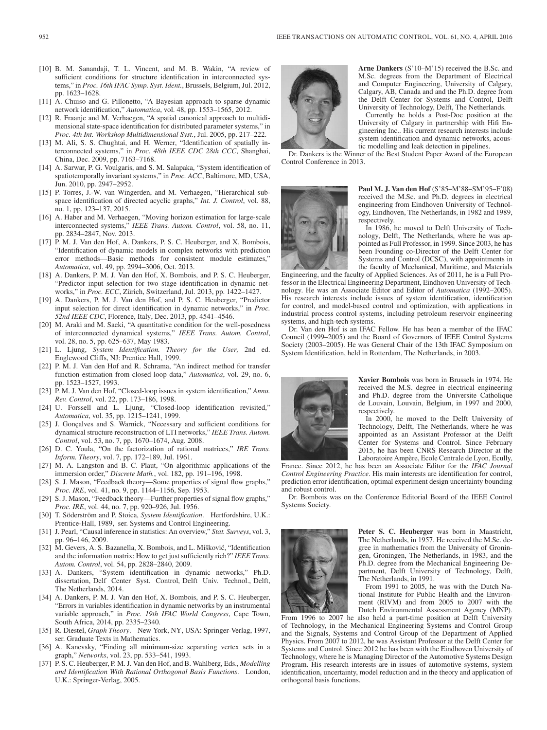[10] B. M. Sanandaji, T. L. Vincent, and M. B. Wakin, "A review of sufficient conditions for structure identification in interconnected systems," in *Proc. 16th IFAC Symp. Syst. Ident.*, Brussels, Belgium, Jul. 2012, pp. 1623–1628.

[11] A. Chiuso and G. Pillonetto, "A Bayesian approach to sparse dynamic network identification," *Automatica*, vol. 48, pp. 1553–1565, 2012.

[12] R. Fraanje and M. Verhaegen, "A spatial canonical approach to multidimensional state-space identification for distributed parameter systems," in *Proc. 4th Int. Workshop Multidimensional Syst.*, Jul. 2005, pp. 217–222.

[13] M. Ali, S. S. Chughtai, and H. Werner, "Identification of spatially interconnected systems," in *Proc. 48th IEEE CDC 28th CCC*, Shanghai, China, Dec. 2009, pp. 7163–7168.

[14] A. Sarwar, P. G. Voulgaris, and S. M. Salapaka, "System identification of spatiotemporally invariant systems," in *Proc. ACC*, Baltimore, MD, USA, Jun. 2010, pp. 2947–2952.

[15] P. Torres, J.-W. van Wingerden, and M. Verhaegen, "Hierarchical subspace identification of directed acyclic graphs," *Int. J. Control*, vol. 88, no. 1, pp. 123–137, 2015.

[16] A. Haber and M. Verhaegen, "Moving horizon estimation for large-scale interconnected systems," *IEEE Trans. Autom. Control*, vol. 58, no. 11, pp. 2834–2847, Nov. 2013.

[17] P. M. J. Van den Hof, A. Dankers, P. S. C. Heuberger, and X. Bombois, "Identification of dynamic models in complex networks with prediction error methods—Basic methods for consistent module estimates," *Automatica*, vol. 49, pp. 2994–3006, Oct. 2013.

[18] A. Dankers, P. M. J. Van den Hof, X. Bombois, and P. S. C. Heuberger, "Predictor input selection for two stage identification in dynamic networks," in *Proc. ECC*, Zürich, Switzerland, Jul. 2013, pp. 1422–1427.

[19] A. Dankers, P. M. J. Van den Hof, and P. S. C. Heuberger, "Predictor input selection for direct identification in dynamic networks," in *Proc. 52nd IEEE CDC*, Florence, Italy, Dec. 2013, pp. 4541–4546.

[20] M. Araki and M. Saeki, "A quantitative condition for the well-posedness of interconnected dynamical systems," *IEEE Trans. Autom. Control*, vol. 28, no. 5, pp. 625–637, May 1983.

[21] L. Ljung, *System Identification. Theory for the User,* 2nd ed. Englewood Cliffs, NJ: Prentice Hall, 1999.

[22] P. M. J. Van den Hof and R. Schrama, "An indirect method for transfer function estimation from closed loop data," *Automatica*, vol. 29, no. 6, pp. 1523–1527, 1993.

[23] P. M. J. Van den Hof, "Closed-loop issues in system identification," *Annu. Rev. Control*, vol. 22, pp. 173–186, 1998.

[24] U. Forssell and L. Ljung, "Closed-loop identification revisited," *Automatica*, vol. 35, pp. 1215–1241, 1999.

[25] J. Gonçalves and S. Warnick, "Necessary and sufficient conditions for dynamical structure reconstruction of LTI networks," *IEEE Trans. Autom. Control*, vol. 53, no. 7, pp. 1670–1674, Aug. 2008.

[26] D. C. Youla, "On the factorization of rational matrices," *IRE Trans. Inform. Theory*, vol. 7, pp. 172–189, Jul. 1961.

[27] M. A. Langston and B. C. Plaut, "On algorithmic applications of the immersion order," *Discrete Math.*, vol. 182, pp. 191–196, 1998.

[28] S. J. Mason, "Feedback theory—Some properties of signal flow graphs," *Proc. IRE*, vol. 41, no. 9, pp. 1144–1156, Sep. 1953.

[29] S. J. Mason, "Feedback theory—Further properties of signal flow graphs," *Proc. IRE*, vol. 44, no. 7, pp. 920–926, Jul. 1956.

[30] T. Söderström and P. Stoica, *System Identification*. Hertfordshire, U.K.: Prentice-Hall, 1989, ser. Systems and Control Engineering.

[31] J. Pearl, "Causal inference in statistics: An overview," *Stat. Surveys*, vol. 3, pp. 96–146, 2009.

[32] M. Gevers, A. S. Bazanella, X. Bombois, and L. Mišković, "Identification and the information matrix: How to get just sufficiently rich?" *IEEE Trans. Autom. Control*, vol. 54, pp. 2828–2840, 2009.

[33] A. Dankers, "System identification in dynamic networks," Ph.D. dissertation, Delf Center Syst. Control, Delft Univ. Technol., Delft, The Netherlands, 2014.

[34] A. Dankers, P. M. J. Van den Hof, X. Bombois, and P. S. C. Heuberger, "Errors in variables identification in dynamic networks by an instrumental variable approach," in *Proc. 19th IFAC World Congress*, Cape Town, South Africa, 2014, pp. 2335–2340.

[35] R. Diestel, *Graph Theory*. New York, NY, USA: Springer-Verlag, 1997, ser. Graduate Texts in Mathematics.

[36] A. Kanevsky, "Finding all minimum-size separating vertex sets in a graph," *Networks*, vol. 23, pp. 533–541, 1993.

[37] P. S. C. Heuberger, P. M. J. Van den Hof, and B. Wahlberg, Eds., *Modelling and Identification With Rational Orthogonal Basis Functions*. London, U.K.: Springer-Verlag, 2005.

**Arne Dankers** (S'10–M'15) received the B.Sc. and M.Sc. degrees from the Department of Electrical and Computer Engineering, University of Calgary, Calgary, AB, Canada and and the Ph.D. degree from the Delft Center for Systems and Control, Delft University of Technology, Delft, The Netherlands.

Currently he holds a Post-Doc position at the University of Calgary in partnership with Hifi Engineering Inc.. His current research interests include system identification and dynamic networks, acoustic modelling and leak detection in pipelines.

Dr. Dankers is the Winner of the Best Student Paper Award of the European Control Conference in 2013.

**Paul M. J. Van den Hof** (S'85–M'88–SM'95–F'08) received the M.Sc. and Ph.D. degrees in electrical engineering from Eindhoven University of Technology, Eindhoven, The Netherlands, in 1982 and 1989, respectively.

In 1986, he moved to Delft University of Technology, Delft, The Netherlands, where he was appointed as Full Professor, in 1999. Since 2003, he has been Founding co-Director of the Delft Center for Systems and Control (DCSC), with appointments in the faculty of Mechanical, Maritime, and Materials Engineering, and the faculty of Applied Sciences. As of 2011, he is a Full Professor in the Electrical Engineering Department, Eindhoven University of Technology. He was an Associate Editor and Editor of *Automatica* (1992–2005). His research interests include issues of system identification, identification for control, and model-based control and optimization, with applications in industrial process control systems, including petroleum reservoir engineering systems, and high-tech systems.

Dr. Van den Hof is an IFAC Fellow. He has been a member of the IFAC Council (1999–2005) and the Board of Governors of IEEE Control Systems Society (2003–2005). He was General Chair of the 13th IFAC Symposium on System Identification, held in Rotterdam, The Netherlands, in 2003.

**Xavier Bombois** was born in Brussels in 1974. He received the M.S. degree in electrical engineering and Ph.D. degree from the Universite Catholique de Louvain, Louvain, Belgium, in 1997 and 2000, respectively.

In 2000, he moved to the Delft University of Technology, The Netherlands, where he was appointed as an Assistant Professor at the Delft Center for Systems and Control. Since February 2015, he has been CNRS Research Director at the Laboratoire Ampère, Ecole Centrale de Lyon, Ecully, France. Since 2012, he has been an Associate Editor for the *IFAC Journal Control Engineering Practice*. His main interests are identification for control, prediction error identification, optimal experiment design uncertainty bounding and robust control.

Dr. Bombois was on the Conference Editorial Board of the IEEE Control Systems Society.

**Peter S. C. Heuberger** was born in Maastricht, The Netherlands, in 1957. He received the M.Sc. degree in mathematics from the University of Groningen, Groningen, The Netherlands, in 1983, and the Ph.D. degree from the Mechanical Engineering Department, Delft University of Technology, Delft, The Netherlands, in 1991.

From 1991 to 2005, he was with the Dutch National Institute for Public Health and the Environment (RIVM) and from 2005 to 2007 with the Dutch Environmental Assessment Agency (MNP). From 1996 to 2007 he also held a part-time position at Delft University of Technology, in the Mechanical Engineering Systems and Control Group and the Signals, Systems and Control Group of the Department of Applied Physics. From 2007 to 2012, he was Assistant Professor at the Delft Center for Systems and Control. Since 2012 he has been with the Eindhoven University of Technology, where he is Managing Director of the Automotive Systems Design Program. His research interests are in issues of automotive systems, system identification, uncertainty, model reduction and in the theory and application of orthogonal basis functions.